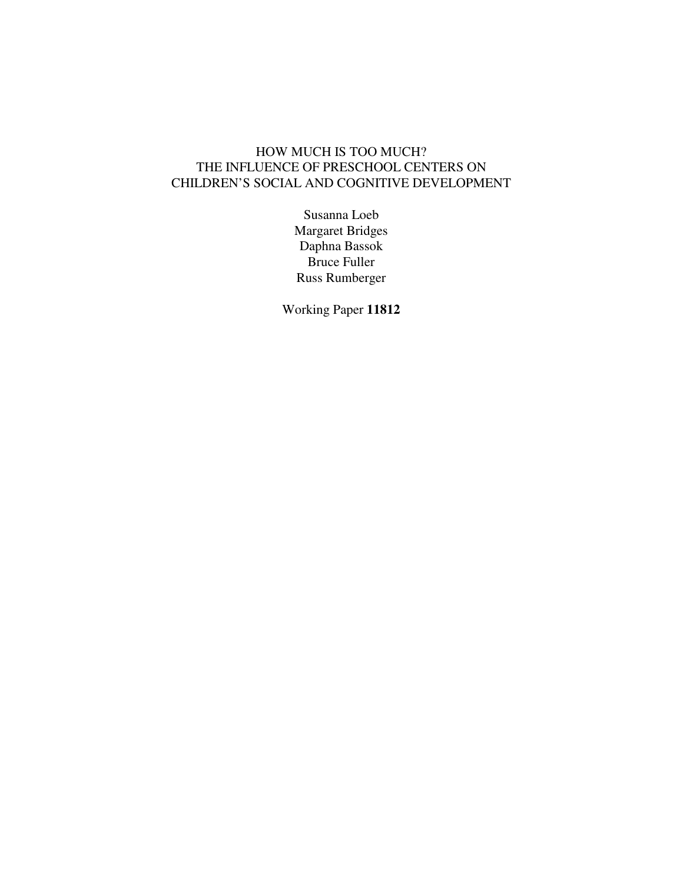# HOW MUCH IS TOO MUCH?
# THE INFLUENCE OF PRESCHOOL CENTERS ON CHILDREN'S SOCIAL AND COGNITIVE DEVELOPMENT

Susanna Loeb
Margaret Bridges
Daphna Bassok
Bruce Fuller
Russ Rumberger

Working Paper **11812**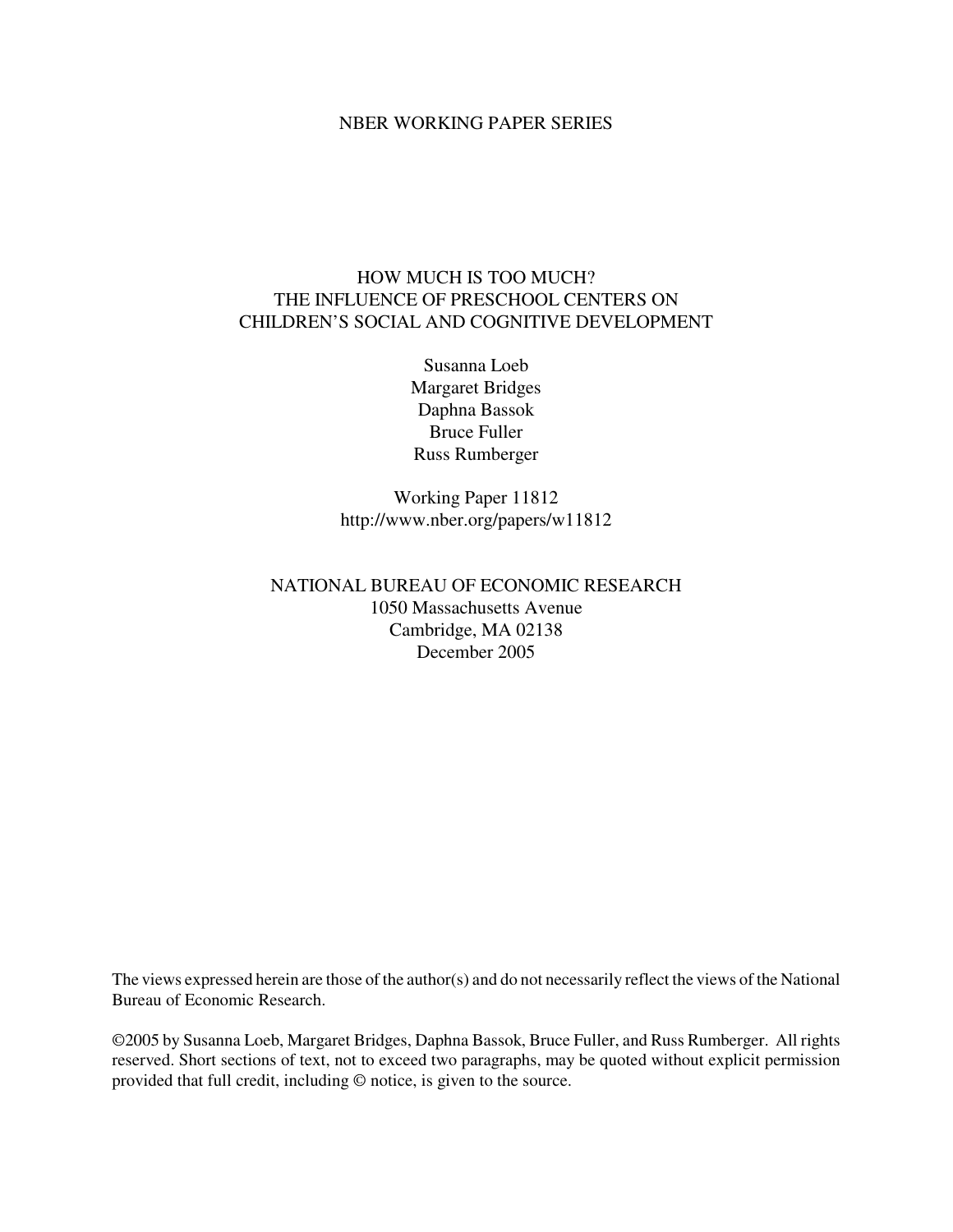NBER WORKING PAPER SERIES

# HOW MUCH IS TOO MUCH?
# THE INFLUENCE OF PRESCHOOL CENTERS ON CHILDREN'S SOCIAL AND COGNITIVE DEVELOPMENT

Susanna Loeb
Margaret Bridges
Daphna Bassok
Bruce Fuller
Russ Rumberger

Working Paper 11812
http://www.nber.org/papers/w11812

NATIONAL BUREAU OF ECONOMIC RESEARCH
1050 Massachusetts Avenue
Cambridge, MA 02138
December 2005

The views expressed herein are those of the author(s) and do not necessarily reflect the views of the National Bureau of Economic Research.

©2005 by Susanna Loeb, Margaret Bridges, Daphna Bassok, Bruce Fuller, and Russ Rumberger. All rights reserved. Short sections of text, not to exceed two paragraphs, may be quoted without explicit permission provided that full credit, including © notice, is given to the source.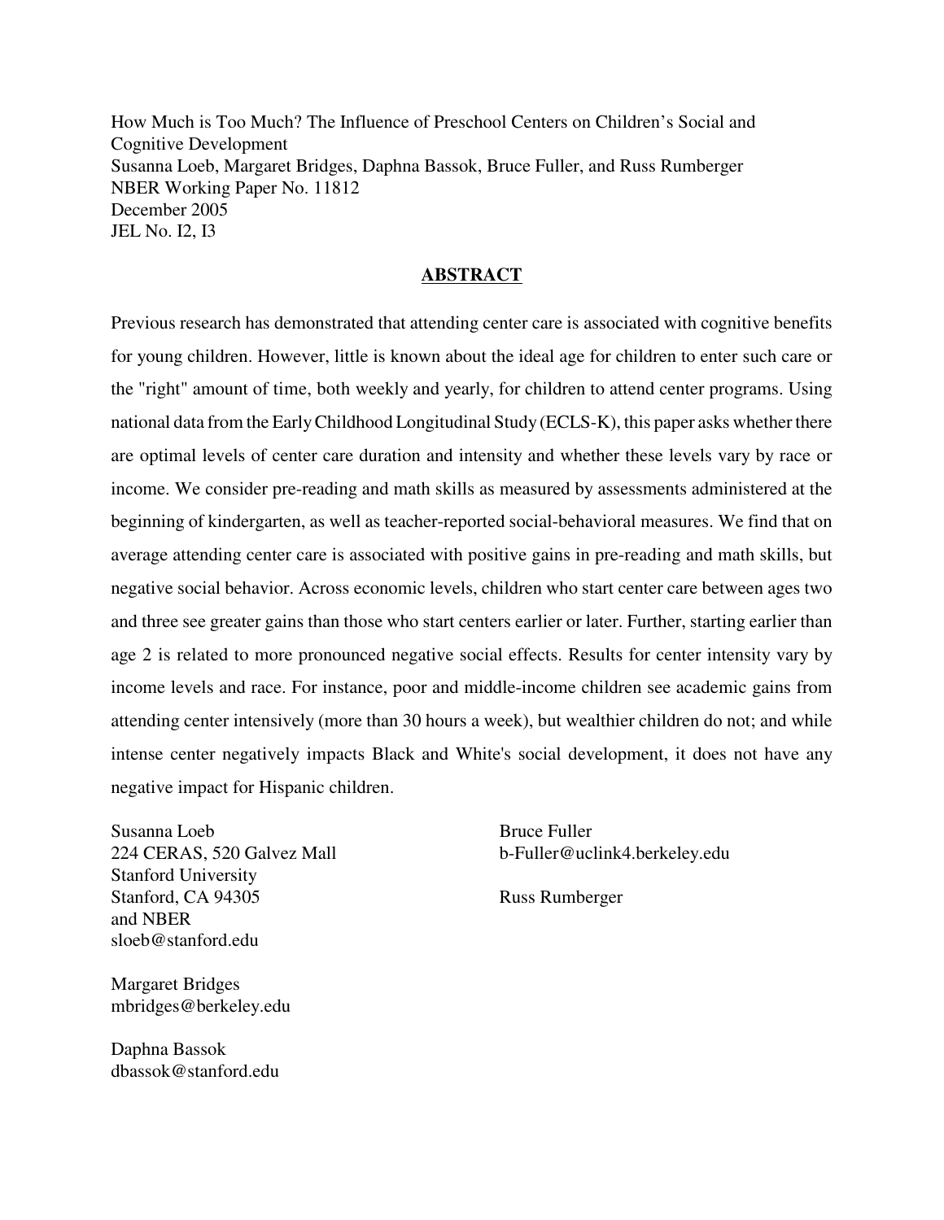How Much is Too Much? The Influence of Preschool Centers on Children's Social and Cognitive Development
Susanna Loeb, Margaret Bridges, Daphna Bassok, Bruce Fuller, and Russ Rumberger
NBER Working Paper No. 11812
December 2005
JEL No. I2, I3

## ABSTRACT

Previous research has demonstrated that attending center care is associated with cognitive benefits for young children. However, little is known about the ideal age for children to enter such care or the "right" amount of time, both weekly and yearly, for children to attend center programs. Using national data from the Early Childhood Longitudinal Study (ECLS-K), this paper asks whether there are optimal levels of center care duration and intensity and whether these levels vary by race or income. We consider pre-reading and math skills as measured by assessments administered at the beginning of kindergarten, as well as teacher-reported social-behavioral measures. We find that on average attending center care is associated with positive gains in pre-reading and math skills, but negative social behavior. Across economic levels, children who start center care between ages two and three see greater gains than those who start centers earlier or later. Further, starting earlier than age 2 is related to more pronounced negative social effects. Results for center intensity vary by income levels and race. For instance, poor and middle-income children see academic gains from attending center intensively (more than 30 hours a week), but wealthier children do not; and while intense center negatively impacts Black and White's social development, it does not have any negative impact for Hispanic children.

Susanna Loeb
224 CERAS, 520 Galvez Mall
Stanford University
Stanford, CA 94305
and NBER
sloeb@stanford.edu

Margaret Bridges
mbridges@berkeley.edu

Daphna Bassok
dbassok@stanford.edu

Bruce Fuller
b-Fuller@uclink4.berkeley.edu

Russ Rumberger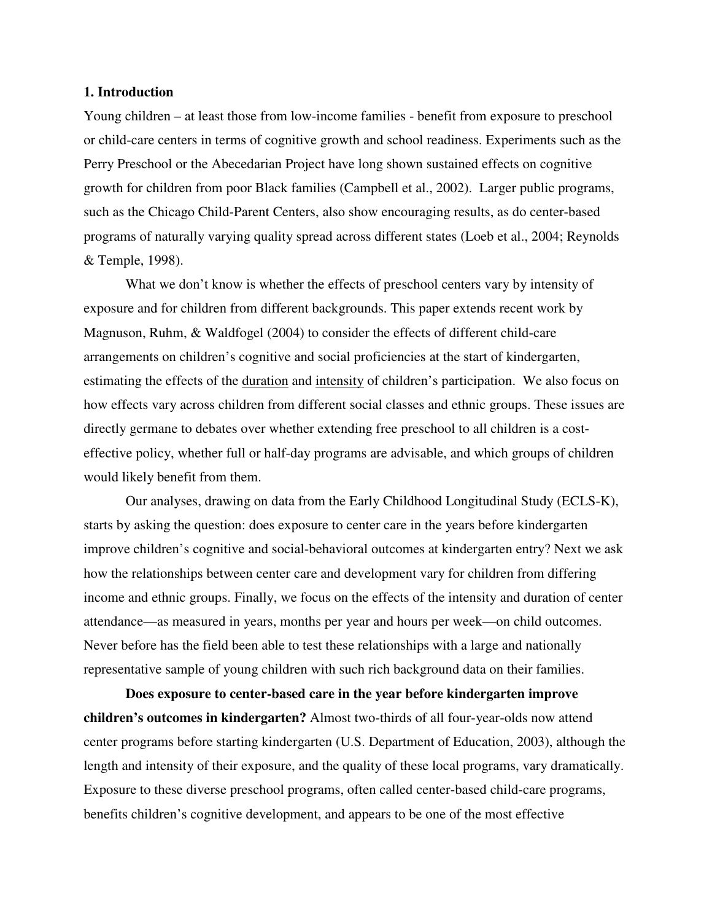## 1. Introduction

Young children – at least those from low-income families - benefit from exposure to preschool or child-care centers in terms of cognitive growth and school readiness. Experiments such as the Perry Preschool or the Abecedarian Project have long shown sustained effects on cognitive growth for children from poor Black families (Campbell et al., 2002). Larger public programs, such as the Chicago Child-Parent Centers, also show encouraging results, as do center-based programs of naturally varying quality spread across different states (Loeb et al., 2004; Reynolds & Temple, 1998).

What we don't know is whether the effects of preschool centers vary by intensity of exposure and for children from different backgrounds. This paper extends recent work by Magnuson, Ruhm, & Waldfogel (2004) to consider the effects of different child-care arrangements on children's cognitive and social proficiencies at the start of kindergarten, estimating the effects of the duration and intensity of children's participation. We also focus on how effects vary across children from different social classes and ethnic groups. These issues are directly germane to debates over whether extending free preschool to all children is a cost-effective policy, whether full or half-day programs are advisable, and which groups of children would likely benefit from them.

Our analyses, drawing on data from the Early Childhood Longitudinal Study (ECLS-K), starts by asking the question: does exposure to center care in the years before kindergarten improve children's cognitive and social-behavioral outcomes at kindergarten entry? Next we ask how the relationships between center care and development vary for children from differing income and ethnic groups. Finally, we focus on the effects of the intensity and duration of center attendance—as measured in years, months per year and hours per week—on child outcomes. Never before has the field been able to test these relationships with a large and nationally representative sample of young children with such rich background data on their families.

**Does exposure to center-based care in the year before kindergarten improve children's outcomes in kindergarten?** Almost two-thirds of all four-year-olds now attend center programs before starting kindergarten (U.S. Department of Education, 2003), although the length and intensity of their exposure, and the quality of these local programs, vary dramatically. Exposure to these diverse preschool programs, often called center-based child-care programs, benefits children's cognitive development, and appears to be one of the most effective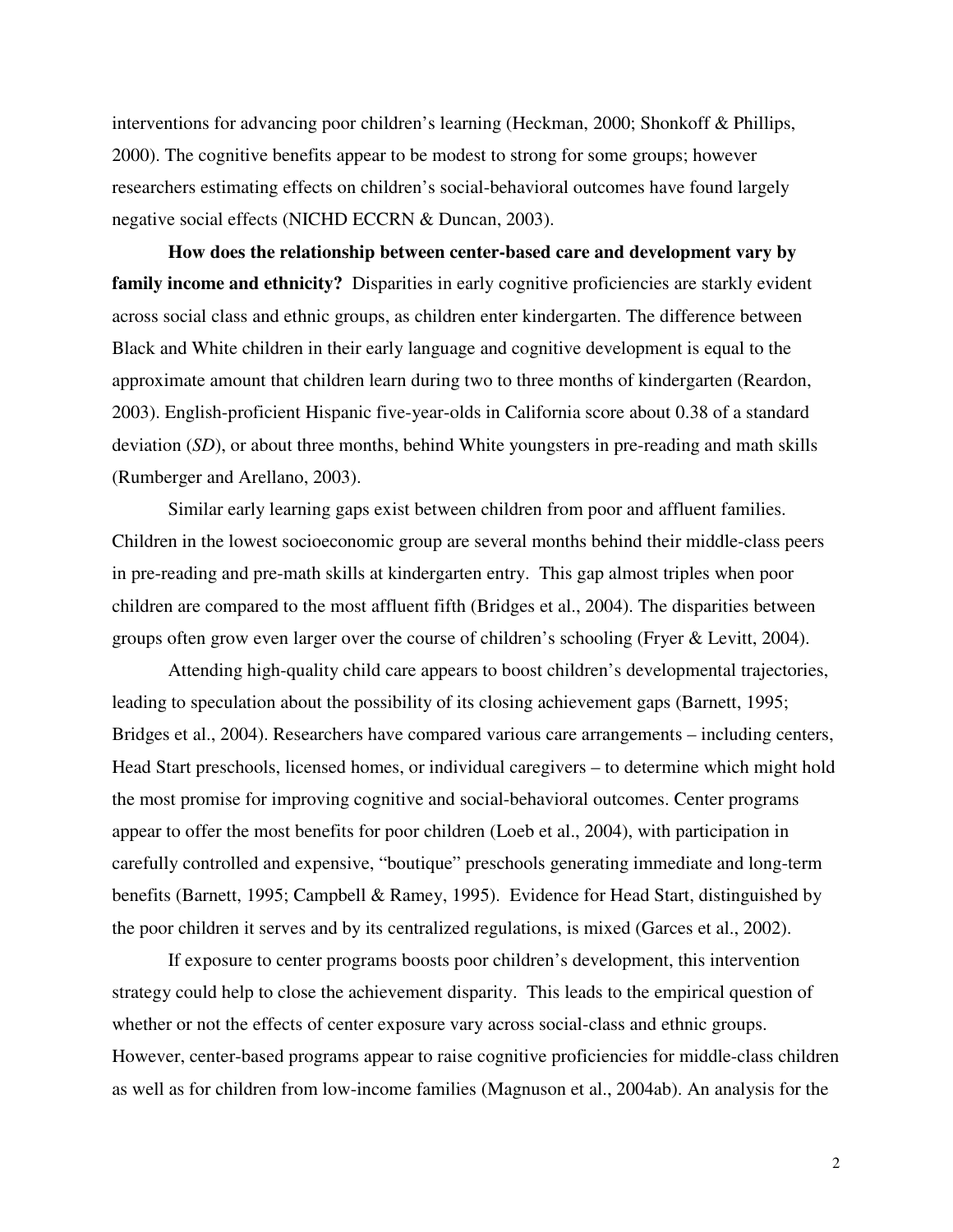interventions for advancing poor children's learning (Heckman, 2000; Shonkoff & Phillips, 2000). The cognitive benefits appear to be modest to strong for some groups; however researchers estimating effects on children's social-behavioral outcomes have found largely negative social effects (NICHD ECCRN & Duncan, 2003).

**How does the relationship between center-based care and development vary by family income and ethnicity?** Disparities in early cognitive proficiencies are starkly evident across social class and ethnic groups, as children enter kindergarten. The difference between Black and White children in their early language and cognitive development is equal to the approximate amount that children learn during two to three months of kindergarten (Reardon, 2003). English-proficient Hispanic five-year-olds in California score about 0.38 of a standard deviation (*SD*), or about three months, behind White youngsters in pre-reading and math skills (Rumberger and Arellano, 2003).

Similar early learning gaps exist between children from poor and affluent families. Children in the lowest socioeconomic group are several months behind their middle-class peers in pre-reading and pre-math skills at kindergarten entry. This gap almost triples when poor children are compared to the most affluent fifth (Bridges et al., 2004). The disparities between groups often grow even larger over the course of children's schooling (Fryer & Levitt, 2004).

Attending high-quality child care appears to boost children's developmental trajectories, leading to speculation about the possibility of its closing achievement gaps (Barnett, 1995; Bridges et al., 2004). Researchers have compared various care arrangements – including centers, Head Start preschools, licensed homes, or individual caregivers – to determine which might hold the most promise for improving cognitive and social-behavioral outcomes. Center programs appear to offer the most benefits for poor children (Loeb et al., 2004), with participation in carefully controlled and expensive, "boutique" preschools generating immediate and long-term benefits (Barnett, 1995; Campbell & Ramey, 1995). Evidence for Head Start, distinguished by the poor children it serves and by its centralized regulations, is mixed (Garces et al., 2002).

If exposure to center programs boosts poor children's development, this intervention strategy could help to close the achievement disparity. This leads to the empirical question of whether or not the effects of center exposure vary across social-class and ethnic groups. However, center-based programs appear to raise cognitive proficiencies for middle-class children as well as for children from low-income families (Magnuson et al., 2004ab). An analysis for the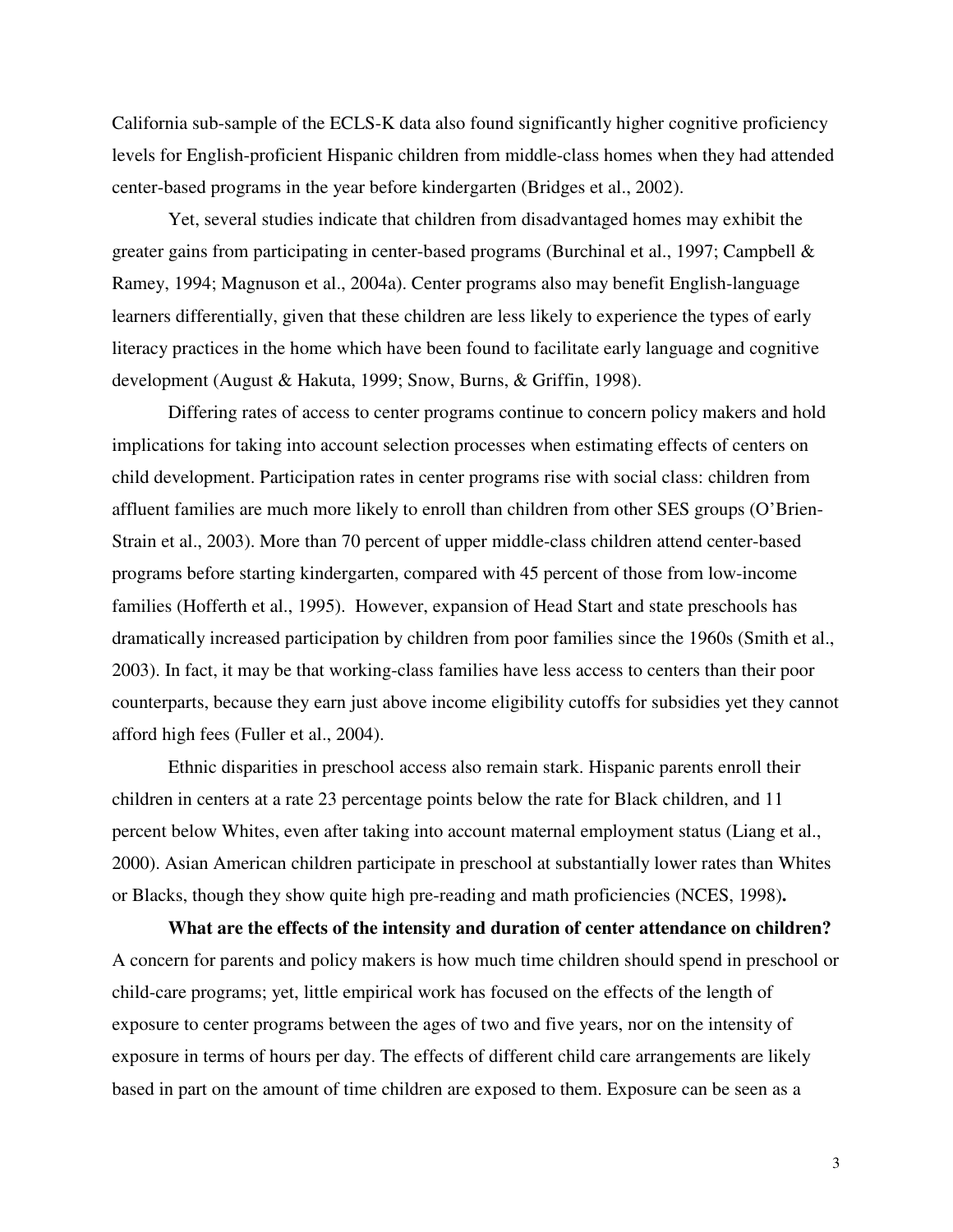California sub-sample of the ECLS-K data also found significantly higher cognitive proficiency levels for English-proficient Hispanic children from middle-class homes when they had attended center-based programs in the year before kindergarten (Bridges et al., 2002).

Yet, several studies indicate that children from disadvantaged homes may exhibit the greater gains from participating in center-based programs (Burchinal et al., 1997; Campbell & Ramey, 1994; Magnuson et al., 2004a). Center programs also may benefit English-language learners differentially, given that these children are less likely to experience the types of early literacy practices in the home which have been found to facilitate early language and cognitive development (August & Hakuta, 1999; Snow, Burns, & Griffin, 1998).

Differing rates of access to center programs continue to concern policy makers and hold implications for taking into account selection processes when estimating effects of centers on child development. Participation rates in center programs rise with social class: children from affluent families are much more likely to enroll than children from other SES groups (O'Brien-Strain et al., 2003). More than 70 percent of upper middle-class children attend center-based programs before starting kindergarten, compared with 45 percent of those from low-income families (Hofferth et al., 1995). However, expansion of Head Start and state preschools has dramatically increased participation by children from poor families since the 1960s (Smith et al., 2003). In fact, it may be that working-class families have less access to centers than their poor counterparts, because they earn just above income eligibility cutoffs for subsidies yet they cannot afford high fees (Fuller et al., 2004).

Ethnic disparities in preschool access also remain stark. Hispanic parents enroll their children in centers at a rate 23 percentage points below the rate for Black children, and 11 percent below Whites, even after taking into account maternal employment status (Liang et al., 2000). Asian American children participate in preschool at substantially lower rates than Whites or Blacks, though they show quite high pre-reading and math proficiencies (NCES, 1998)**.**

**What are the effects of the intensity and duration of center attendance on children?** A concern for parents and policy makers is how much time children should spend in preschool or child-care programs; yet, little empirical work has focused on the effects of the length of exposure to center programs between the ages of two and five years, nor on the intensity of exposure in terms of hours per day. The effects of different child care arrangements are likely based in part on the amount of time children are exposed to them. Exposure can be seen as a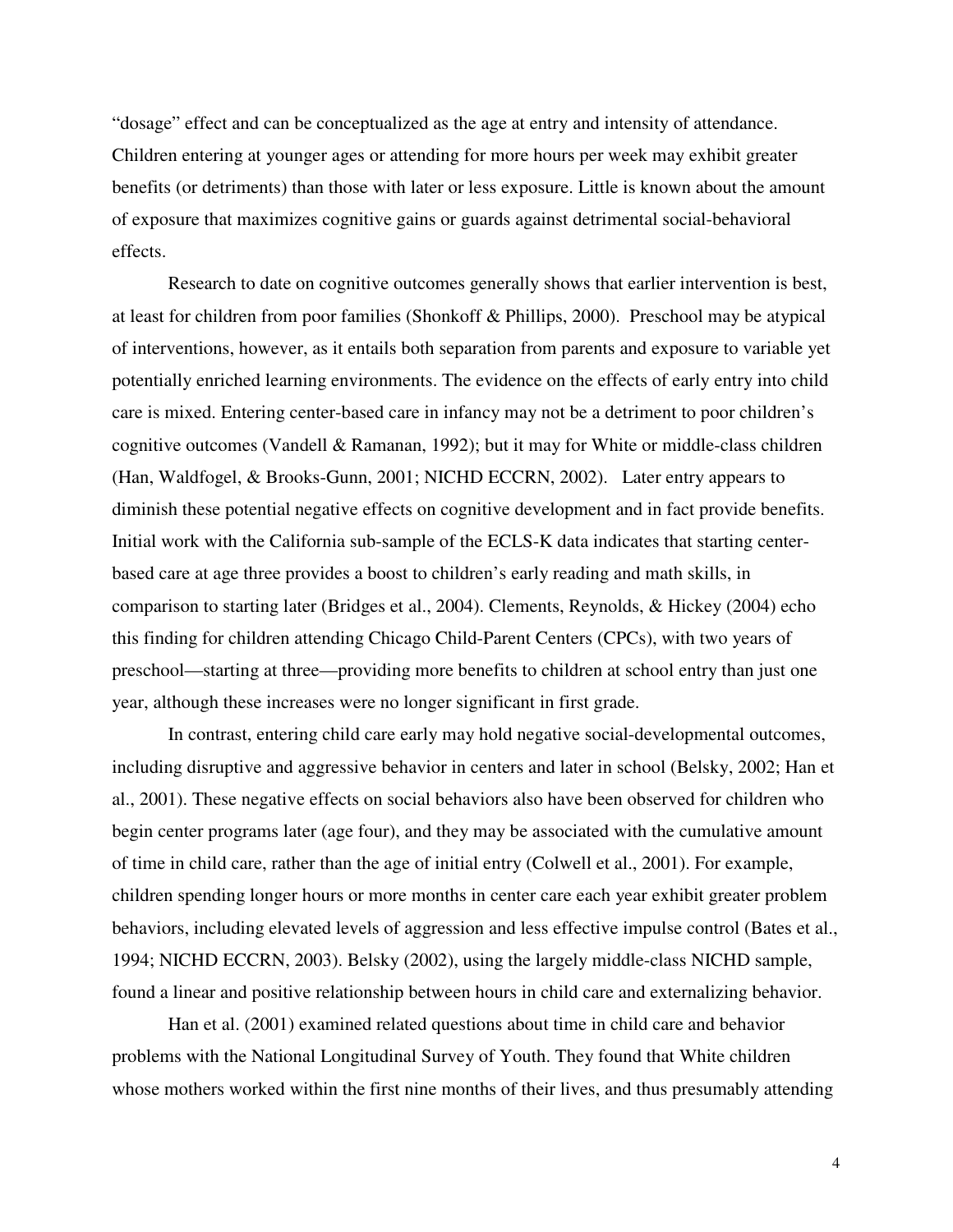"dosage" effect and can be conceptualized as the age at entry and intensity of attendance. Children entering at younger ages or attending for more hours per week may exhibit greater benefits (or detriments) than those with later or less exposure. Little is known about the amount of exposure that maximizes cognitive gains or guards against detrimental social-behavioral effects.

Research to date on cognitive outcomes generally shows that earlier intervention is best, at least for children from poor families (Shonkoff & Phillips, 2000). Preschool may be atypical of interventions, however, as it entails both separation from parents and exposure to variable yet potentially enriched learning environments. The evidence on the effects of early entry into child care is mixed. Entering center-based care in infancy may not be a detriment to poor children's cognitive outcomes (Vandell & Ramanan, 1992); but it may for White or middle-class children (Han, Waldfogel, & Brooks-Gunn, 2001; NICHD ECCRN, 2002). Later entry appears to diminish these potential negative effects on cognitive development and in fact provide benefits. Initial work with the California sub-sample of the ECLS-K data indicates that starting center-based care at age three provides a boost to children's early reading and math skills, in comparison to starting later (Bridges et al., 2004). Clements, Reynolds, & Hickey (2004) echo this finding for children attending Chicago Child-Parent Centers (CPCs), with two years of preschool—starting at three—providing more benefits to children at school entry than just one year, although these increases were no longer significant in first grade.

In contrast, entering child care early may hold negative social-developmental outcomes, including disruptive and aggressive behavior in centers and later in school (Belsky, 2002; Han et al., 2001). These negative effects on social behaviors also have been observed for children who begin center programs later (age four), and they may be associated with the cumulative amount of time in child care, rather than the age of initial entry (Colwell et al., 2001). For example, children spending longer hours or more months in center care each year exhibit greater problem behaviors, including elevated levels of aggression and less effective impulse control (Bates et al., 1994; NICHD ECCRN, 2003). Belsky (2002), using the largely middle-class NICHD sample, found a linear and positive relationship between hours in child care and externalizing behavior.

Han et al. (2001) examined related questions about time in child care and behavior problems with the National Longitudinal Survey of Youth. They found that White children whose mothers worked within the first nine months of their lives, and thus presumably attending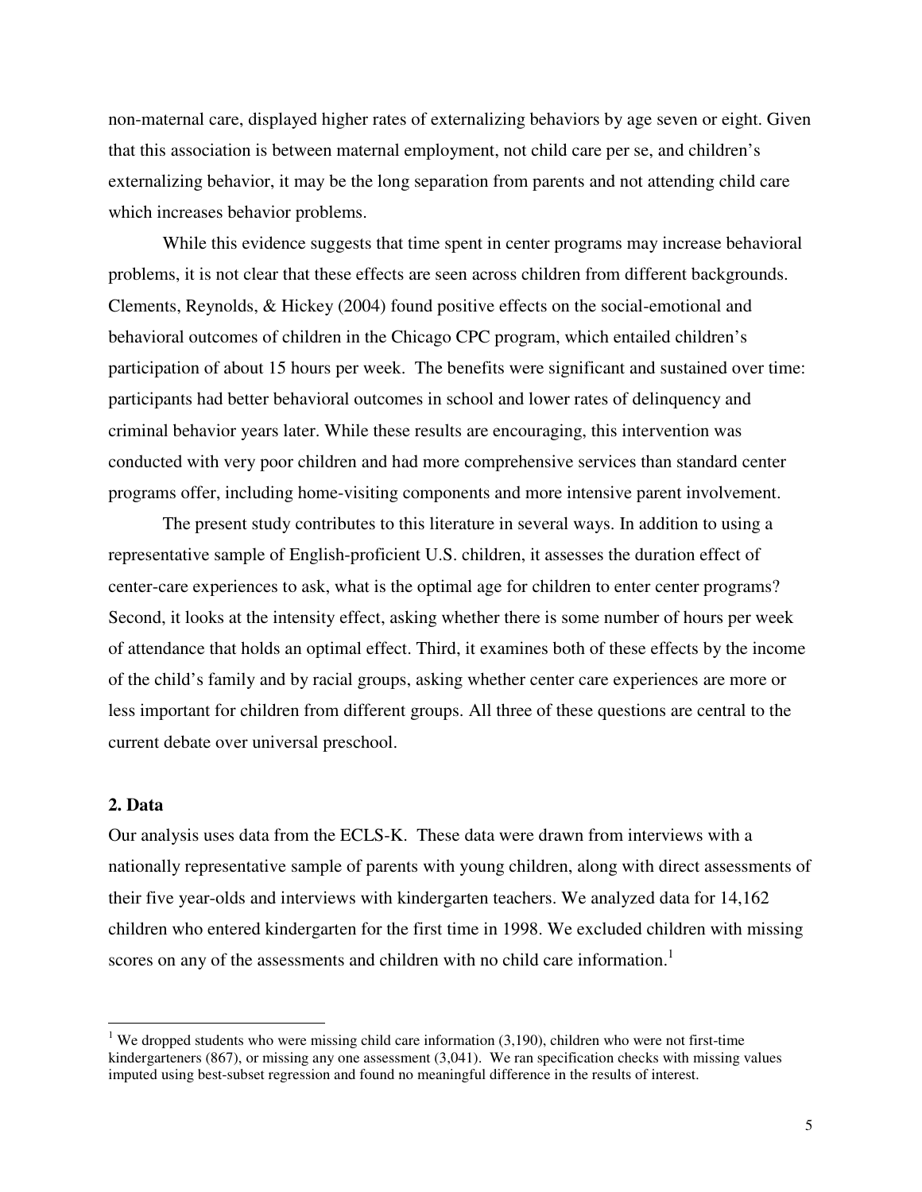non-maternal care, displayed higher rates of externalizing behaviors by age seven or eight. Given that this association is between maternal employment, not child care per se, and children's externalizing behavior, it may be the long separation from parents and not attending child care which increases behavior problems.

While this evidence suggests that time spent in center programs may increase behavioral problems, it is not clear that these effects are seen across children from different backgrounds. Clements, Reynolds, & Hickey (2004) found positive effects on the social-emotional and behavioral outcomes of children in the Chicago CPC program, which entailed children's participation of about 15 hours per week. The benefits were significant and sustained over time: participants had better behavioral outcomes in school and lower rates of delinquency and criminal behavior years later. While these results are encouraging, this intervention was conducted with very poor children and had more comprehensive services than standard center programs offer, including home-visiting components and more intensive parent involvement.

The present study contributes to this literature in several ways. In addition to using a representative sample of English-proficient U.S. children, it assesses the duration effect of center-care experiences to ask, what is the optimal age for children to enter center programs? Second, it looks at the intensity effect, asking whether there is some number of hours per week of attendance that holds an optimal effect. Third, it examines both of these effects by the income of the child's family and by racial groups, asking whether center care experiences are more or less important for children from different groups. All three of these questions are central to the current debate over universal preschool.

## 2. Data

Our analysis uses data from the ECLS-K. These data were drawn from interviews with a nationally representative sample of parents with young children, along with direct assessments of their five year-olds and interviews with kindergarten teachers. We analyzed data for 14,162 children who entered kindergarten for the first time in 1998. We excluded children with missing scores on any of the assessments and children with no child care information.[1]

[1] We dropped students who were missing child care information (3,190), children who were not first-time kindergarteners (867), or missing any one assessment (3,041). We ran specification checks with missing values imputed using best-subset regression and found no meaningful difference in the results of interest.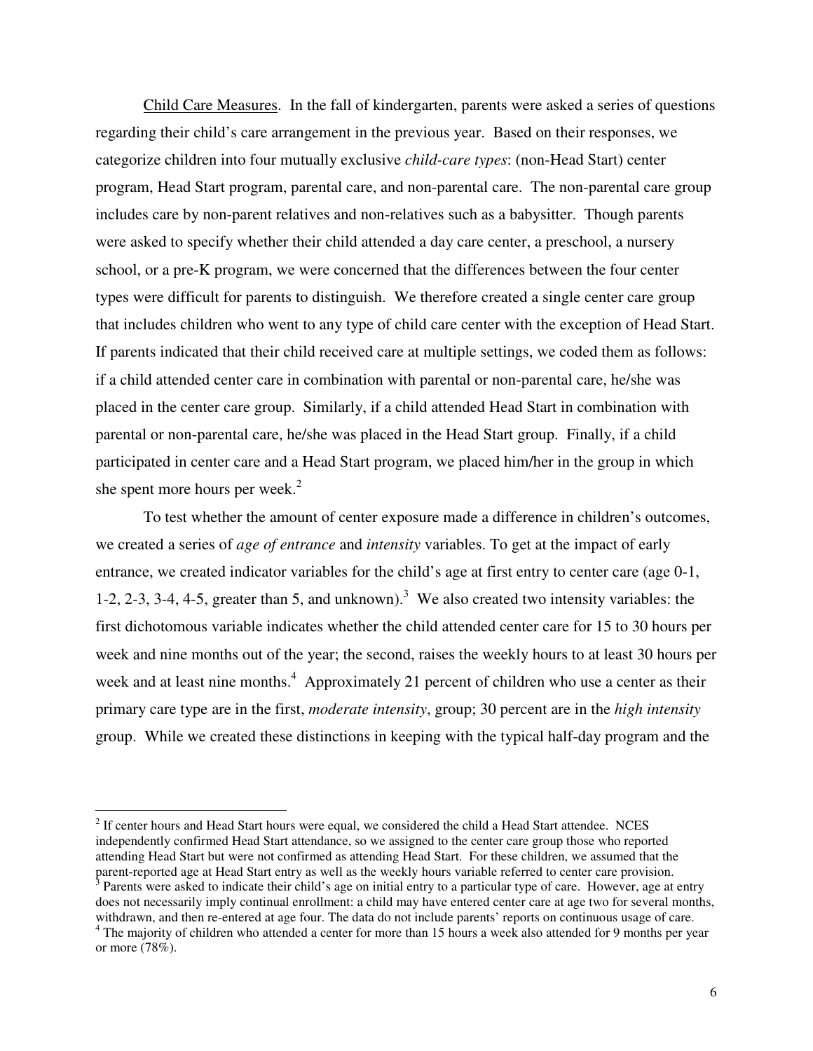Child Care Measures. In the fall of kindergarten, parents were asked a series of questions regarding their child's care arrangement in the previous year. Based on their responses, we categorize children into four mutually exclusive *child-care types*: (non-Head Start) center program, Head Start program, parental care, and non-parental care. The non-parental care group includes care by non-parent relatives and non-relatives such as a babysitter. Though parents were asked to specify whether their child attended a day care center, a preschool, a nursery school, or a pre-K program, we were concerned that the differences between the four center types were difficult for parents to distinguish. We therefore created a single center care group that includes children who went to any type of child care center with the exception of Head Start. If parents indicated that their child received care at multiple settings, we coded them as follows: if a child attended center care in combination with parental or non-parental care, he/she was placed in the center care group. Similarly, if a child attended Head Start in combination with parental or non-parental care, he/she was placed in the Head Start group. Finally, if a child participated in center care and a Head Start program, we placed him/her in the group in which she spent more hours per week.[2]

To test whether the amount of center exposure made a difference in children's outcomes, we created a series of *age of entrance* and *intensity* variables. To get at the impact of early entrance, we created indicator variables for the child's age at first entry to center care (age 0-1, 1-2, 2-3, 3-4, 4-5, greater than 5, and unknown).[3] We also created two intensity variables: the first dichotomous variable indicates whether the child attended center care for 15 to 30 hours per week and nine months out of the year; the second, raises the weekly hours to at least 30 hours per week and at least nine months.[4] Approximately 21 percent of children who use a center as their primary care type are in the first, *moderate intensity*, group; 30 percent are in the *high intensity* group. While we created these distinctions in keeping with the typical half-day program and the

---

[2] If center hours and Head Start hours were equal, we considered the child a Head Start attendee. NCES independently confirmed Head Start attendance, so we assigned to the center care group those who reported attending Head Start but were not confirmed as attending Head Start. For these children, we assumed that the parent-reported age at Head Start entry as well as the weekly hours variable referred to center care provision.

[3] Parents were asked to indicate their child's age on initial entry to a particular type of care. However, age at entry does not necessarily imply continual enrollment: a child may have entered center care at age two for several months, withdrawn, and then re-entered at age four. The data do not include parents' reports on continuous usage of care.

[4] The majority of children who attended a center for more than 15 hours a week also attended for 9 months per year or more (78%).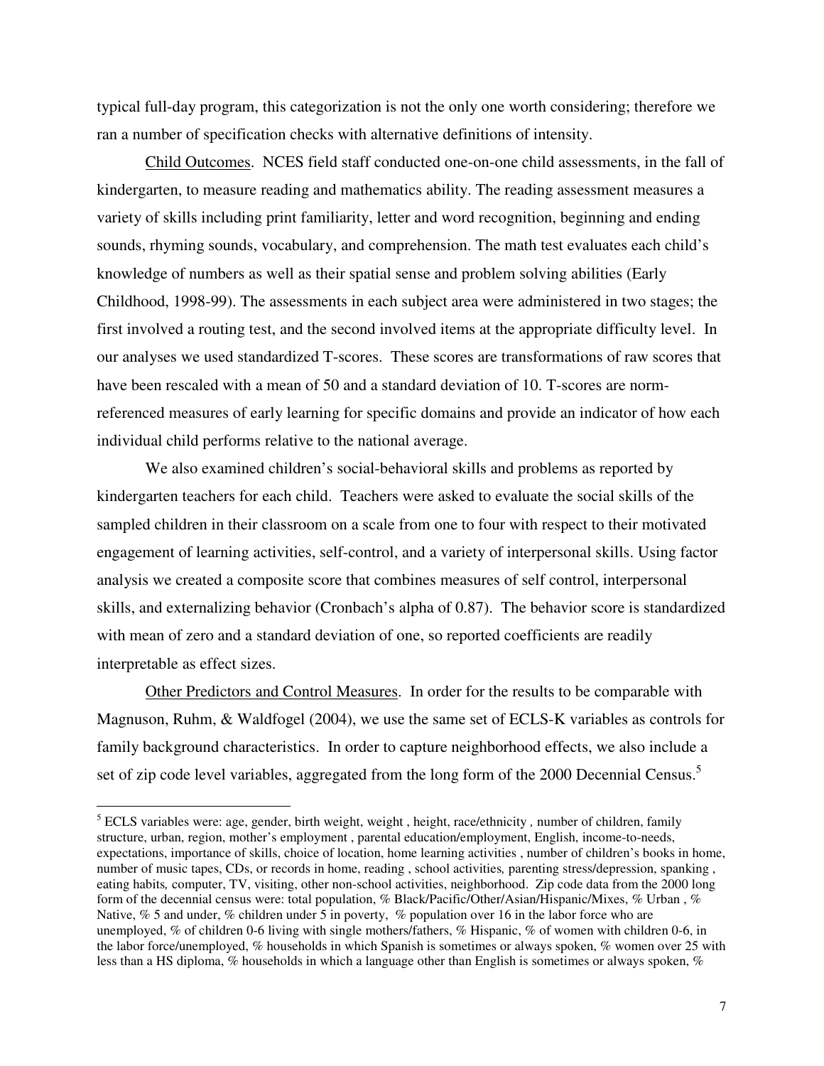typical full-day program, this categorization is not the only one worth considering; therefore we ran a number of specification checks with alternative definitions of intensity.

Child Outcomes. NCES field staff conducted one-on-one child assessments, in the fall of kindergarten, to measure reading and mathematics ability. The reading assessment measures a variety of skills including print familiarity, letter and word recognition, beginning and ending sounds, rhyming sounds, vocabulary, and comprehension. The math test evaluates each child's knowledge of numbers as well as their spatial sense and problem solving abilities (Early Childhood, 1998-99). The assessments in each subject area were administered in two stages; the first involved a routing test, and the second involved items at the appropriate difficulty level. In our analyses we used standardized T-scores. These scores are transformations of raw scores that have been rescaled with a mean of 50 and a standard deviation of 10. T-scores are norm-referenced measures of early learning for specific domains and provide an indicator of how each individual child performs relative to the national average.

We also examined children's social-behavioral skills and problems as reported by kindergarten teachers for each child. Teachers were asked to evaluate the social skills of the sampled children in their classroom on a scale from one to four with respect to their motivated engagement of learning activities, self-control, and a variety of interpersonal skills. Using factor analysis we created a composite score that combines measures of self control, interpersonal skills, and externalizing behavior (Cronbach's alpha of 0.87). The behavior score is standardized with mean of zero and a standard deviation of one, so reported coefficients are readily interpretable as effect sizes.

Other Predictors and Control Measures. In order for the results to be comparable with Magnuson, Ruhm, & Waldfogel (2004), we use the same set of ECLS-K variables as controls for family background characteristics. In order to capture neighborhood effects, we also include a set of zip code level variables, aggregated from the long form of the 2000 Decennial Census.[5]

[5] ECLS variables were: age, gender, birth weight, weight , height, race/ethnicity , number of children, family structure, urban, region, mother's employment , parental education/employment, English, income-to-needs, expectations, importance of skills, choice of location, home learning activities , number of children's books in home, number of music tapes, CDs, or records in home, reading , school activities, parenting stress/depression, spanking , eating habits, computer, TV, visiting, other non-school activities, neighborhood. Zip code data from the 2000 long form of the decennial census were: total population, % Black/Pacific/Other/Asian/Hispanic/Mixes, % Urban , % Native, % 5 and under, % children under 5 in poverty, % population over 16 in the labor force who are unemployed, % of children 0-6 living with single mothers/fathers, % Hispanic, % of women with children 0-6, in the labor force/unemployed, % households in which Spanish is sometimes or always spoken, % women over 25 with less than a HS diploma, % households in which a language other than English is sometimes or always spoken, %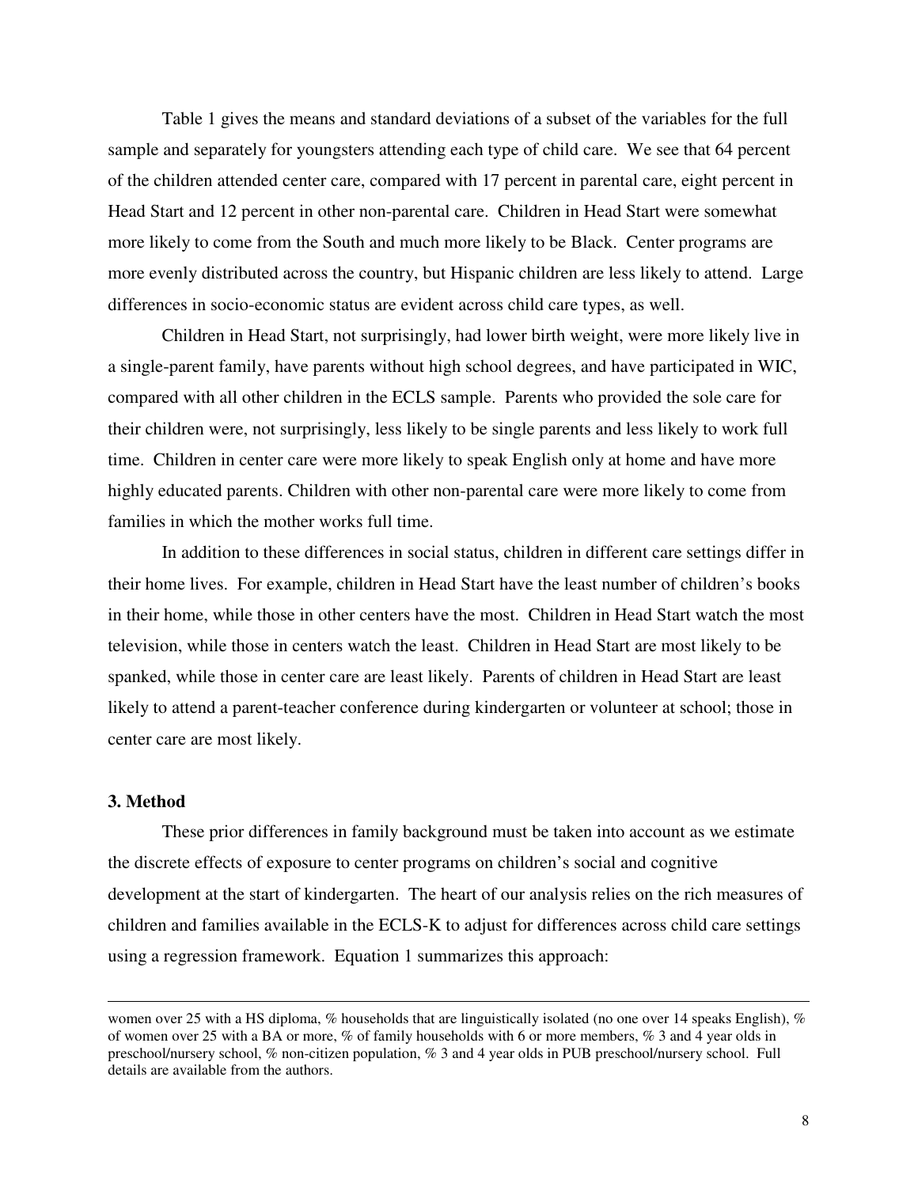Table 1 gives the means and standard deviations of a subset of the variables for the full sample and separately for youngsters attending each type of child care. We see that 64 percent of the children attended center care, compared with 17 percent in parental care, eight percent in Head Start and 12 percent in other non-parental care. Children in Head Start were somewhat more likely to come from the South and much more likely to be Black. Center programs are more evenly distributed across the country, but Hispanic children are less likely to attend. Large differences in socio-economic status are evident across child care types, as well.

Children in Head Start, not surprisingly, had lower birth weight, were more likely live in a single-parent family, have parents without high school degrees, and have participated in WIC, compared with all other children in the ECLS sample. Parents who provided the sole care for their children were, not surprisingly, less likely to be single parents and less likely to work full time. Children in center care were more likely to speak English only at home and have more highly educated parents. Children with other non-parental care were more likely to come from families in which the mother works full time.

In addition to these differences in social status, children in different care settings differ in their home lives. For example, children in Head Start have the least number of children's books in their home, while those in other centers have the most. Children in Head Start watch the most television, while those in centers watch the least. Children in Head Start are most likely to be spanked, while those in center care are least likely. Parents of children in Head Start are least likely to attend a parent-teacher conference during kindergarten or volunteer at school; those in center care are most likely.

### 3. Method

These prior differences in family background must be taken into account as we estimate the discrete effects of exposure to center programs on children's social and cognitive development at the start of kindergarten. The heart of our analysis relies on the rich measures of children and families available in the ECLS-K to adjust for differences across child care settings using a regression framework. Equation 1 summarizes this approach:

---

women over 25 with a HS diploma, % households that are linguistically isolated (no one over 14 speaks English), % of women over 25 with a BA or more, % of family households with 6 or more members, % 3 and 4 year olds in preschool/nursery school, % non-citizen population, % 3 and 4 year olds in PUB preschool/nursery school. Full details are available from the authors.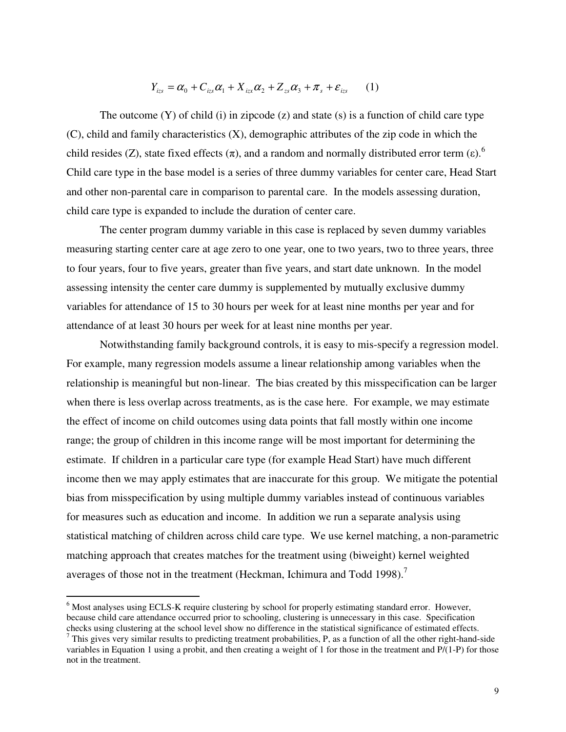$$Y_{izs} = \alpha_0 + C_{izs}\alpha_1 + X_{izx}\alpha_2 + Z_{zs}\alpha_3 + \pi_s + \varepsilon_{izs} \qquad (1)$$

The outcome (Y) of child (i) in zipcode (z) and state (s) is a function of child care type (C), child and family characteristics (X), demographic attributes of the zip code in which the child resides (Z), state fixed effects ($\pi$), and a random and normally distributed error term ($\varepsilon$).[6] Child care type in the base model is a series of three dummy variables for center care, Head Start and other non-parental care in comparison to parental care. In the models assessing duration, child care type is expanded to include the duration of center care.

The center program dummy variable in this case is replaced by seven dummy variables measuring starting center care at age zero to one year, one to two years, two to three years, three to four years, four to five years, greater than five years, and start date unknown. In the model assessing intensity the center care dummy is supplemented by mutually exclusive dummy variables for attendance of 15 to 30 hours per week for at least nine months per year and for attendance of at least 30 hours per week for at least nine months per year.

Notwithstanding family background controls, it is easy to mis-specify a regression model. For example, many regression models assume a linear relationship among variables when the relationship is meaningful but non-linear. The bias created by this misspecification can be larger when there is less overlap across treatments, as is the case here. For example, we may estimate the effect of income on child outcomes using data points that fall mostly within one income range; the group of children in this income range will be most important for determining the estimate. If children in a particular care type (for example Head Start) have much different income then we may apply estimates that are inaccurate for this group. We mitigate the potential bias from misspecification by using multiple dummy variables instead of continuous variables for measures such as education and income. In addition we run a separate analysis using statistical matching of children across child care type. We use kernel matching, a non-parametric matching approach that creates matches for the treatment using (biweight) kernel weighted averages of those not in the treatment (Heckman, Ichimura and Todd 1998).[7]

---

[6] Most analyses using ECLS-K require clustering by school for properly estimating standard error. However, because child care attendance occurred prior to schooling, clustering is unnecessary in this case. Specification checks using clustering at the school level show no difference in the statistical significance of estimated effects.

[7] This gives very similar results to predicting treatment probabilities, P, as a function of all the other right-hand-side variables in Equation 1 using a probit, and then creating a weight of 1 for those in the treatment and P/(1-P) for those not in the treatment.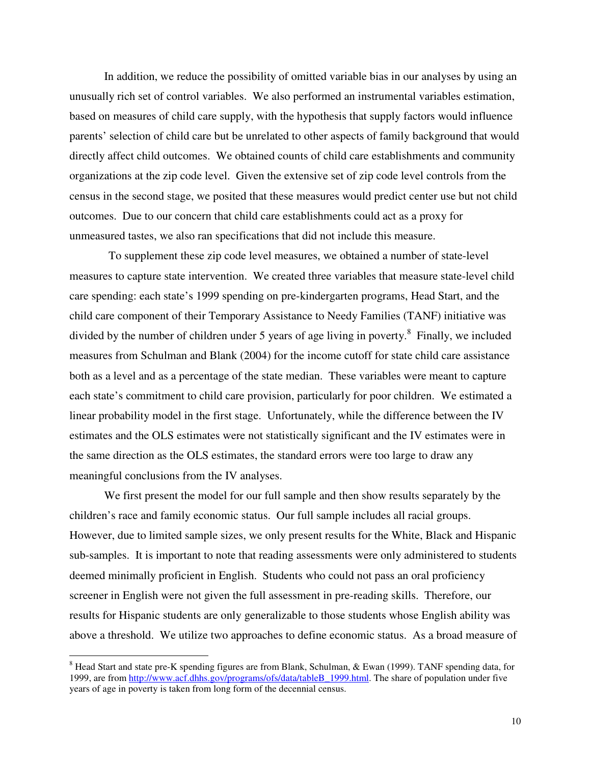In addition, we reduce the possibility of omitted variable bias in our analyses by using an unusually rich set of control variables. We also performed an instrumental variables estimation, based on measures of child care supply, with the hypothesis that supply factors would influence parents' selection of child care but be unrelated to other aspects of family background that would directly affect child outcomes. We obtained counts of child care establishments and community organizations at the zip code level. Given the extensive set of zip code level controls from the census in the second stage, we posited that these measures would predict center use but not child outcomes. Due to our concern that child care establishments could act as a proxy for unmeasured tastes, we also ran specifications that did not include this measure.

To supplement these zip code level measures, we obtained a number of state-level measures to capture state intervention. We created three variables that measure state-level child care spending: each state's 1999 spending on pre-kindergarten programs, Head Start, and the child care component of their Temporary Assistance to Needy Families (TANF) initiative was divided by the number of children under 5 years of age living in poverty.[8] Finally, we included measures from Schulman and Blank (2004) for the income cutoff for state child care assistance both as a level and as a percentage of the state median. These variables were meant to capture each state's commitment to child care provision, particularly for poor children. We estimated a linear probability model in the first stage. Unfortunately, while the difference between the IV estimates and the OLS estimates were not statistically significant and the IV estimates were in the same direction as the OLS estimates, the standard errors were too large to draw any meaningful conclusions from the IV analyses.

We first present the model for our full sample and then show results separately by the children's race and family economic status. Our full sample includes all racial groups. However, due to limited sample sizes, we only present results for the White, Black and Hispanic sub-samples. It is important to note that reading assessments were only administered to students deemed minimally proficient in English. Students who could not pass an oral proficiency screener in English were not given the full assessment in pre-reading skills. Therefore, our results for Hispanic students are only generalizable to those students whose English ability was above a threshold. We utilize two approaches to define economic status. As a broad measure of

[8] Head Start and state pre-K spending figures are from Blank, Schulman, & Ewan (1999). TANF spending data, for 1999, are from http://www.acf.dhhs.gov/programs/ofs/data/tableB_1999.html. The share of population under five years of age in poverty is taken from long form of the decennial census.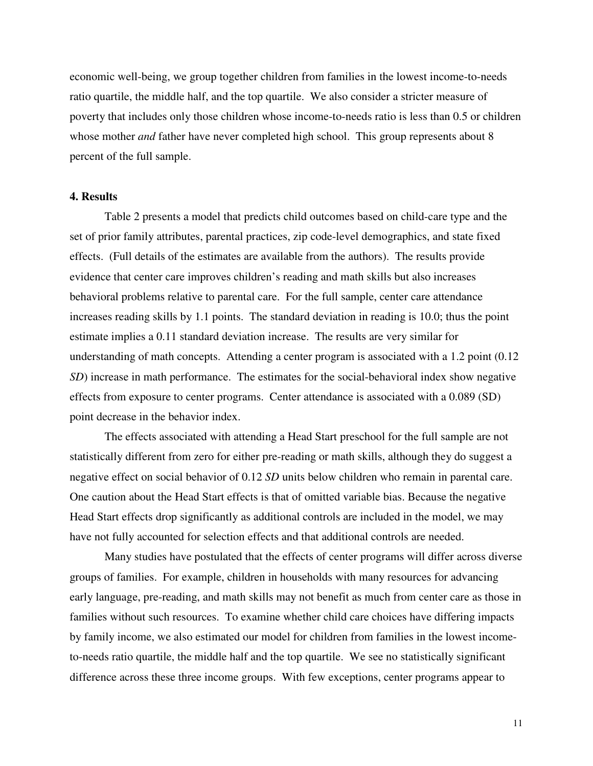economic well-being, we group together children from families in the lowest income-to-needs ratio quartile, the middle half, and the top quartile. We also consider a stricter measure of poverty that includes only those children whose income-to-needs ratio is less than 0.5 or children whose mother *and* father have never completed high school. This group represents about 8 percent of the full sample.

**4. Results**

Table 2 presents a model that predicts child outcomes based on child-care type and the set of prior family attributes, parental practices, zip code-level demographics, and state fixed effects. (Full details of the estimates are available from the authors). The results provide evidence that center care improves children's reading and math skills but also increases behavioral problems relative to parental care. For the full sample, center care attendance increases reading skills by 1.1 points. The standard deviation in reading is 10.0; thus the point estimate implies a 0.11 standard deviation increase. The results are very similar for understanding of math concepts. Attending a center program is associated with a 1.2 point (0.12 *SD*) increase in math performance. The estimates for the social-behavioral index show negative effects from exposure to center programs. Center attendance is associated with a 0.089 (SD) point decrease in the behavior index.

The effects associated with attending a Head Start preschool for the full sample are not statistically different from zero for either pre-reading or math skills, although they do suggest a negative effect on social behavior of 0.12 *SD* units below children who remain in parental care. One caution about the Head Start effects is that of omitted variable bias. Because the negative Head Start effects drop significantly as additional controls are included in the model, we may have not fully accounted for selection effects and that additional controls are needed.

Many studies have postulated that the effects of center programs will differ across diverse groups of families. For example, children in households with many resources for advancing early language, pre-reading, and math skills may not benefit as much from center care as those in families without such resources. To examine whether child care choices have differing impacts by family income, we also estimated our model for children from families in the lowest income-to-needs ratio quartile, the middle half and the top quartile. We see no statistically significant difference across these three income groups. With few exceptions, center programs appear to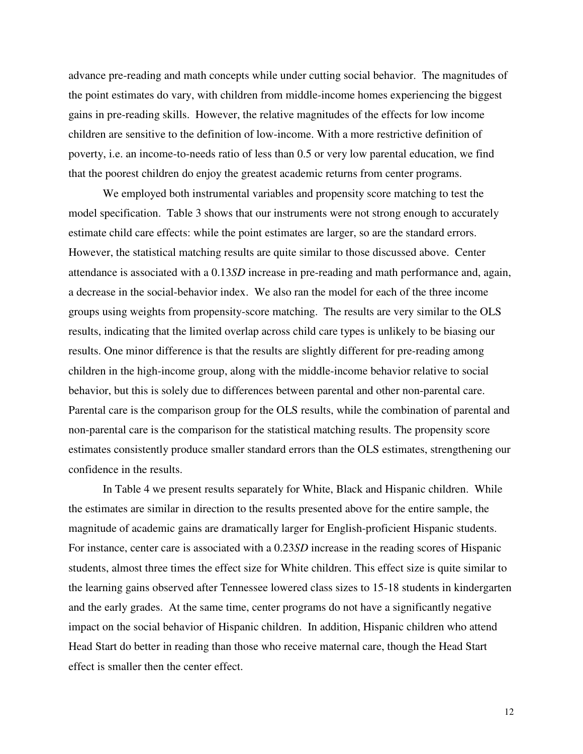advance pre-reading and math concepts while under cutting social behavior. The magnitudes of the point estimates do vary, with children from middle-income homes experiencing the biggest gains in pre-reading skills. However, the relative magnitudes of the effects for low income children are sensitive to the definition of low-income. With a more restrictive definition of poverty, i.e. an income-to-needs ratio of less than 0.5 or very low parental education, we find that the poorest children do enjoy the greatest academic returns from center programs.

We employed both instrumental variables and propensity score matching to test the model specification. Table 3 shows that our instruments were not strong enough to accurately estimate child care effects: while the point estimates are larger, so are the standard errors. However, the statistical matching results are quite similar to those discussed above. Center attendance is associated with a 0.13*SD* increase in pre-reading and math performance and, again, a decrease in the social-behavior index. We also ran the model for each of the three income groups using weights from propensity-score matching. The results are very similar to the OLS results, indicating that the limited overlap across child care types is unlikely to be biasing our results. One minor difference is that the results are slightly different for pre-reading among children in the high-income group, along with the middle-income behavior relative to social behavior, but this is solely due to differences between parental and other non-parental care. Parental care is the comparison group for the OLS results, while the combination of parental and non-parental care is the comparison for the statistical matching results. The propensity score estimates consistently produce smaller standard errors than the OLS estimates, strengthening our confidence in the results.

In Table 4 we present results separately for White, Black and Hispanic children. While the estimates are similar in direction to the results presented above for the entire sample, the magnitude of academic gains are dramatically larger for English-proficient Hispanic students. For instance, center care is associated with a 0.23*SD* increase in the reading scores of Hispanic students, almost three times the effect size for White children. This effect size is quite similar to the learning gains observed after Tennessee lowered class sizes to 15-18 students in kindergarten and the early grades. At the same time, center programs do not have a significantly negative impact on the social behavior of Hispanic children. In addition, Hispanic children who attend Head Start do better in reading than those who receive maternal care, though the Head Start effect is smaller then the center effect.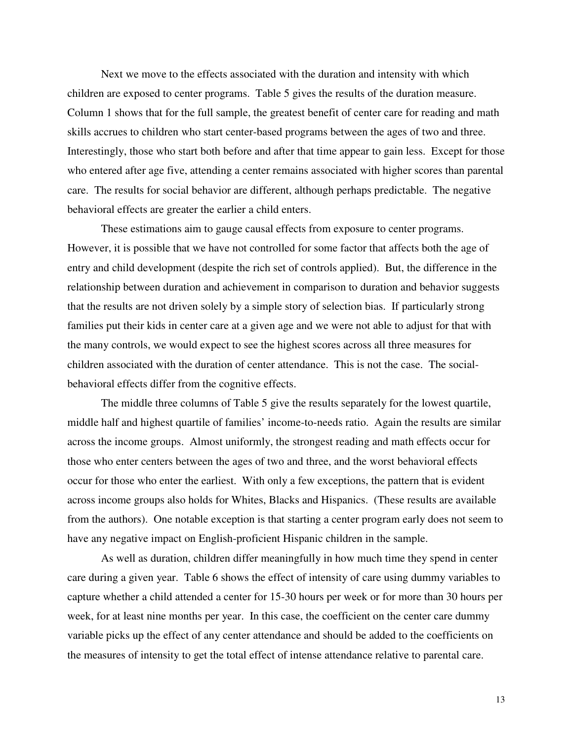Next we move to the effects associated with the duration and intensity with which children are exposed to center programs. Table 5 gives the results of the duration measure. Column 1 shows that for the full sample, the greatest benefit of center care for reading and math skills accrues to children who start center-based programs between the ages of two and three. Interestingly, those who start both before and after that time appear to gain less. Except for those who entered after age five, attending a center remains associated with higher scores than parental care. The results for social behavior are different, although perhaps predictable. The negative behavioral effects are greater the earlier a child enters.

These estimations aim to gauge causal effects from exposure to center programs. However, it is possible that we have not controlled for some factor that affects both the age of entry and child development (despite the rich set of controls applied). But, the difference in the relationship between duration and achievement in comparison to duration and behavior suggests that the results are not driven solely by a simple story of selection bias. If particularly strong families put their kids in center care at a given age and we were not able to adjust for that with the many controls, we would expect to see the highest scores across all three measures for children associated with the duration of center attendance. This is not the case. The social-behavioral effects differ from the cognitive effects.

The middle three columns of Table 5 give the results separately for the lowest quartile, middle half and highest quartile of families' income-to-needs ratio. Again the results are similar across the income groups. Almost uniformly, the strongest reading and math effects occur for those who enter centers between the ages of two and three, and the worst behavioral effects occur for those who enter the earliest. With only a few exceptions, the pattern that is evident across income groups also holds for Whites, Blacks and Hispanics. (These results are available from the authors). One notable exception is that starting a center program early does not seem to have any negative impact on English-proficient Hispanic children in the sample.

As well as duration, children differ meaningfully in how much time they spend in center care during a given year. Table 6 shows the effect of intensity of care using dummy variables to capture whether a child attended a center for 15-30 hours per week or for more than 30 hours per week, for at least nine months per year. In this case, the coefficient on the center care dummy variable picks up the effect of any center attendance and should be added to the coefficients on the measures of intensity to get the total effect of intense attendance relative to parental care.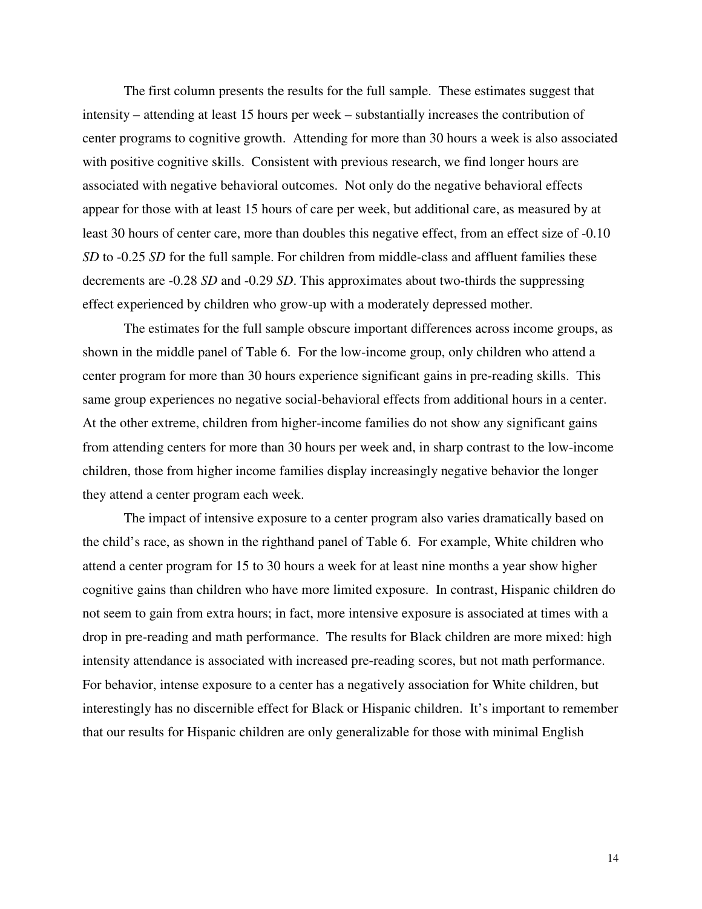The first column presents the results for the full sample. These estimates suggest that intensity – attending at least 15 hours per week – substantially increases the contribution of center programs to cognitive growth. Attending for more than 30 hours a week is also associated with positive cognitive skills. Consistent with previous research, we find longer hours are associated with negative behavioral outcomes. Not only do the negative behavioral effects appear for those with at least 15 hours of care per week, but additional care, as measured by at least 30 hours of center care, more than doubles this negative effect, from an effect size of -0.10 *SD* to -0.25 *SD* for the full sample. For children from middle-class and affluent families these decrements are -0.28 *SD* and -0.29 *SD*. This approximates about two-thirds the suppressing effect experienced by children who grow-up with a moderately depressed mother.

The estimates for the full sample obscure important differences across income groups, as shown in the middle panel of Table 6. For the low-income group, only children who attend a center program for more than 30 hours experience significant gains in pre-reading skills. This same group experiences no negative social-behavioral effects from additional hours in a center. At the other extreme, children from higher-income families do not show any significant gains from attending centers for more than 30 hours per week and, in sharp contrast to the low-income children, those from higher income families display increasingly negative behavior the longer they attend a center program each week.

The impact of intensive exposure to a center program also varies dramatically based on the child's race, as shown in the righthand panel of Table 6. For example, White children who attend a center program for 15 to 30 hours a week for at least nine months a year show higher cognitive gains than children who have more limited exposure. In contrast, Hispanic children do not seem to gain from extra hours; in fact, more intensive exposure is associated at times with a drop in pre-reading and math performance. The results for Black children are more mixed: high intensity attendance is associated with increased pre-reading scores, but not math performance. For behavior, intense exposure to a center has a negatively association for White children, but interestingly has no discernible effect for Black or Hispanic children. It's important to remember that our results for Hispanic children are only generalizable for those with minimal English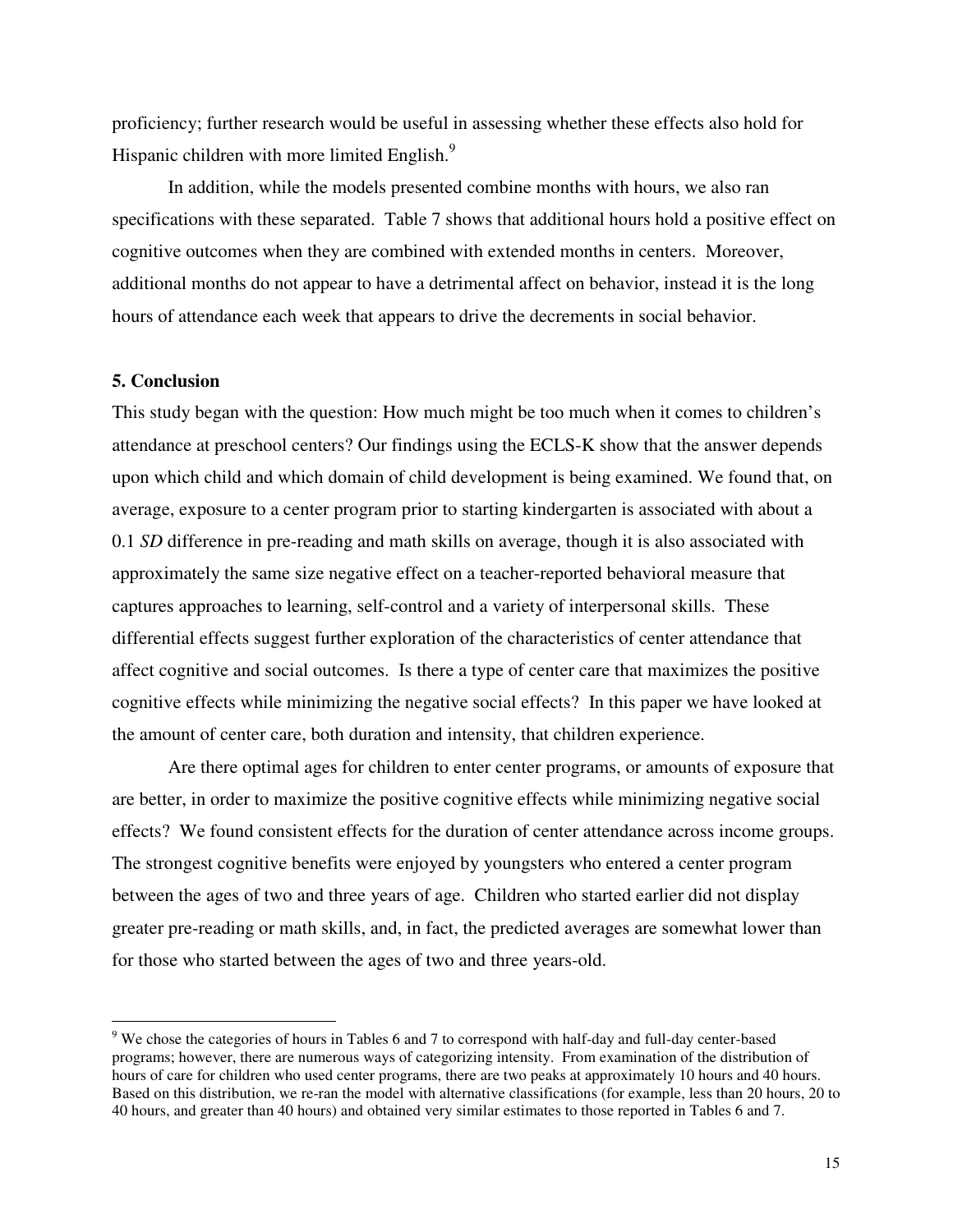proficiency; further research would be useful in assessing whether these effects also hold for Hispanic children with more limited English.[9]

In addition, while the models presented combine months with hours, we also ran specifications with these separated. Table 7 shows that additional hours hold a positive effect on cognitive outcomes when they are combined with extended months in centers. Moreover, additional months do not appear to have a detrimental affect on behavior, instead it is the long hours of attendance each week that appears to drive the decrements in social behavior.

### 5. Conclusion

This study began with the question: How much might be too much when it comes to children's attendance at preschool centers? Our findings using the ECLS-K show that the answer depends upon which child and which domain of child development is being examined. We found that, on average, exposure to a center program prior to starting kindergarten is associated with about a 0.1 *SD* difference in pre-reading and math skills on average, though it is also associated with approximately the same size negative effect on a teacher-reported behavioral measure that captures approaches to learning, self-control and a variety of interpersonal skills. These differential effects suggest further exploration of the characteristics of center attendance that affect cognitive and social outcomes. Is there a type of center care that maximizes the positive cognitive effects while minimizing the negative social effects? In this paper we have looked at the amount of center care, both duration and intensity, that children experience.

Are there optimal ages for children to enter center programs, or amounts of exposure that are better, in order to maximize the positive cognitive effects while minimizing negative social effects? We found consistent effects for the duration of center attendance across income groups. The strongest cognitive benefits were enjoyed by youngsters who entered a center program between the ages of two and three years of age. Children who started earlier did not display greater pre-reading or math skills, and, in fact, the predicted averages are somewhat lower than for those who started between the ages of two and three years-old.

---

[9] We chose the categories of hours in Tables 6 and 7 to correspond with half-day and full-day center-based programs; however, there are numerous ways of categorizing intensity. From examination of the distribution of hours of care for children who used center programs, there are two peaks at approximately 10 hours and 40 hours. Based on this distribution, we re-ran the model with alternative classifications (for example, less than 20 hours, 20 to 40 hours, and greater than 40 hours) and obtained very similar estimates to those reported in Tables 6 and 7.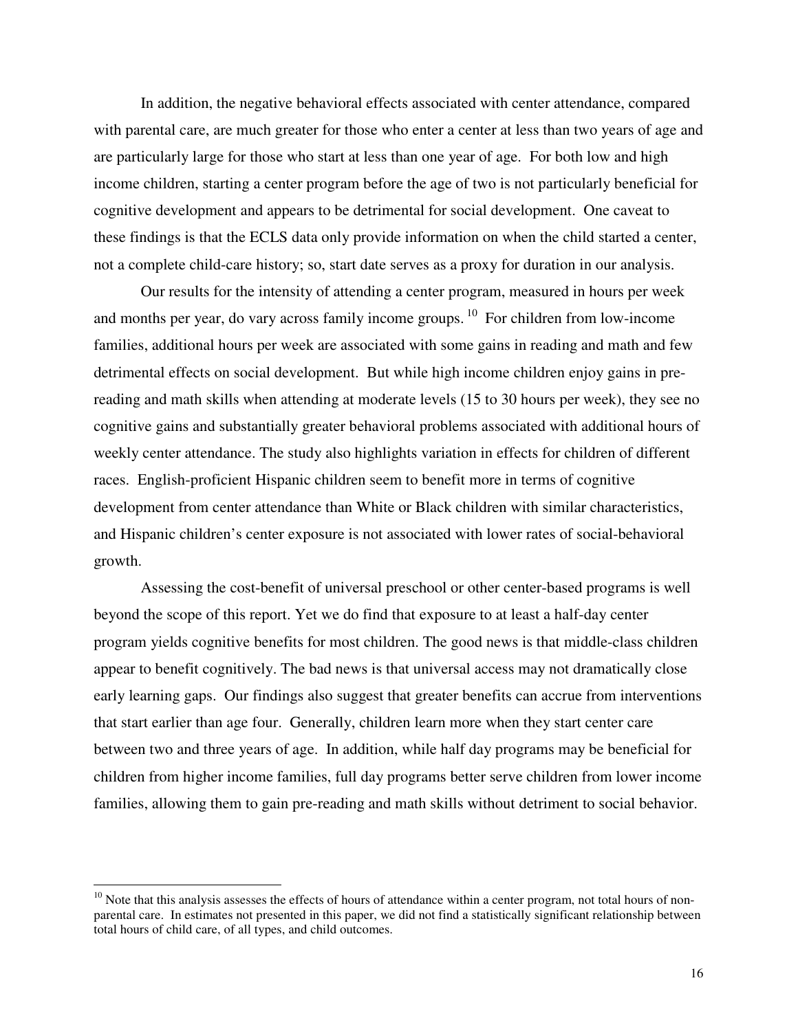In addition, the negative behavioral effects associated with center attendance, compared with parental care, are much greater for those who enter a center at less than two years of age and are particularly large for those who start at less than one year of age. For both low and high income children, starting a center program before the age of two is not particularly beneficial for cognitive development and appears to be detrimental for social development. One caveat to these findings is that the ECLS data only provide information on when the child started a center, not a complete child-care history; so, start date serves as a proxy for duration in our analysis.

Our results for the intensity of attending a center program, measured in hours per week and months per year, do vary across family income groups.[10] For children from low-income families, additional hours per week are associated with some gains in reading and math and few detrimental effects on social development. But while high income children enjoy gains in pre-reading and math skills when attending at moderate levels (15 to 30 hours per week), they see no cognitive gains and substantially greater behavioral problems associated with additional hours of weekly center attendance. The study also highlights variation in effects for children of different races. English-proficient Hispanic children seem to benefit more in terms of cognitive development from center attendance than White or Black children with similar characteristics, and Hispanic children's center exposure is not associated with lower rates of social-behavioral growth.

Assessing the cost-benefit of universal preschool or other center-based programs is well beyond the scope of this report. Yet we do find that exposure to at least a half-day center program yields cognitive benefits for most children. The good news is that middle-class children appear to benefit cognitively. The bad news is that universal access may not dramatically close early learning gaps. Our findings also suggest that greater benefits can accrue from interventions that start earlier than age four. Generally, children learn more when they start center care between two and three years of age. In addition, while half day programs may be beneficial for children from higher income families, full day programs better serve children from lower income families, allowing them to gain pre-reading and math skills without detriment to social behavior.

---

[10] Note that this analysis assesses the effects of hours of attendance within a center program, not total hours of non-parental care. In estimates not presented in this paper, we did not find a statistically significant relationship between total hours of child care, of all types, and child outcomes.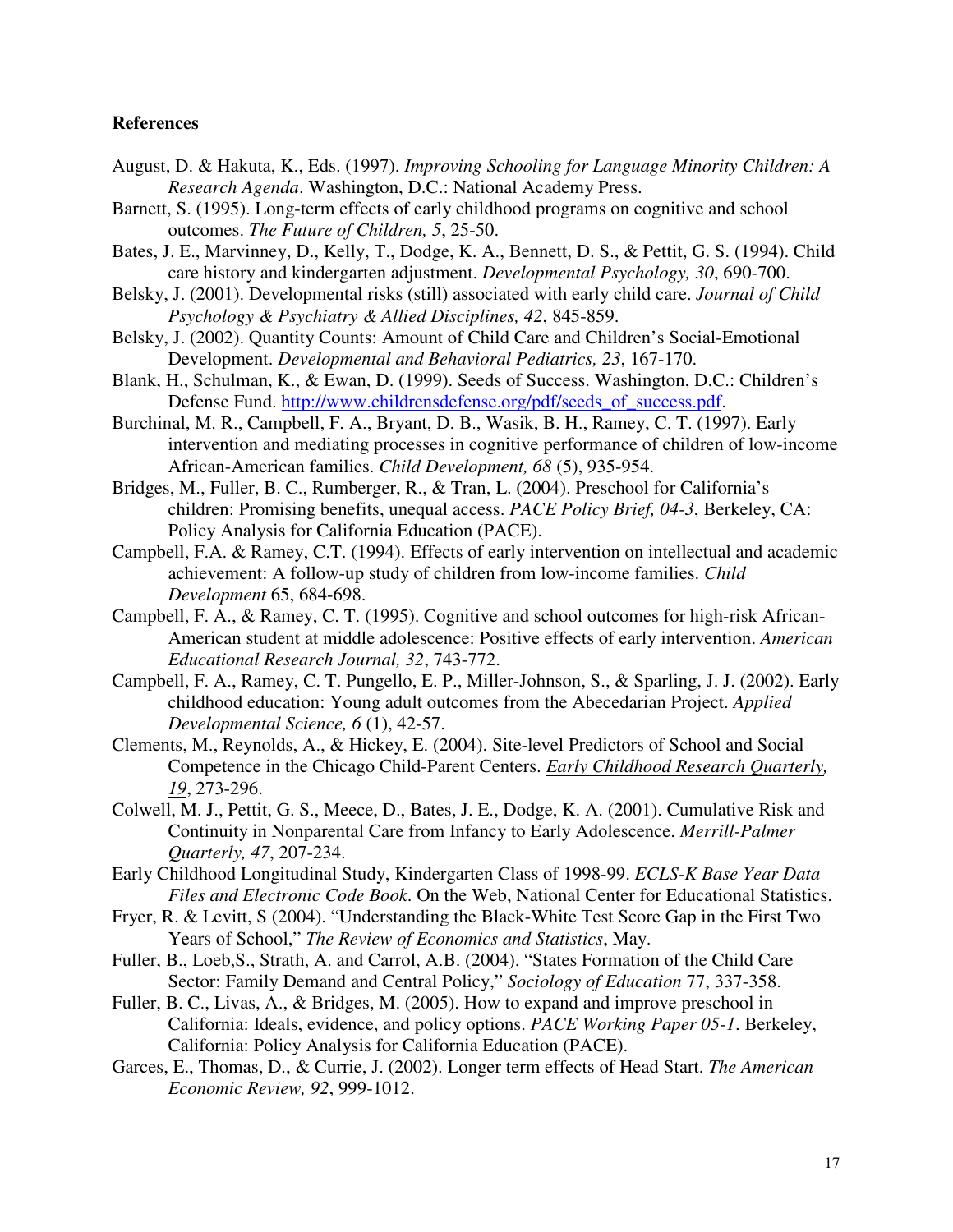**References**

August, D. & Hakuta, K., Eds. (1997). *Improving Schooling for Language Minority Children: A Research Agenda*. Washington, D.C.: National Academy Press.

Barnett, S. (1995). Long-term effects of early childhood programs on cognitive and school outcomes. *The Future of Children, 5*, 25-50.

Bates, J. E., Marvinney, D., Kelly, T., Dodge, K. A., Bennett, D. S., & Pettit, G. S. (1994). Child care history and kindergarten adjustment. *Developmental Psychology, 30*, 690-700.

Belsky, J. (2001). Developmental risks (still) associated with early child care. *Journal of Child Psychology & Psychiatry & Allied Disciplines, 42*, 845-859.

Belsky, J. (2002). Quantity Counts: Amount of Child Care and Children's Social-Emotional Development. *Developmental and Behavioral Pediatrics, 23*, 167-170.

Blank, H., Schulman, K., & Ewan, D. (1999). Seeds of Success. Washington, D.C.: Children's Defense Fund. http://www.childrensdefense.org/pdf/seeds_of_success.pdf.

Burchinal, M. R., Campbell, F. A., Bryant, D. B., Wasik, B. H., Ramey, C. T. (1997). Early intervention and mediating processes in cognitive performance of children of low-income African-American families. *Child Development, 68* (5), 935-954.

Bridges, M., Fuller, B. C., Rumberger, R., & Tran, L. (2004). Preschool for California's children: Promising benefits, unequal access. *PACE Policy Brief, 04-3*, Berkeley, CA: Policy Analysis for California Education (PACE).

Campbell, F.A. & Ramey, C.T. (1994). Effects of early intervention on intellectual and academic achievement: A follow-up study of children from low-income families. *Child Development* 65, 684-698.

Campbell, F. A., & Ramey, C. T. (1995). Cognitive and school outcomes for high-risk African-American student at middle adolescence: Positive effects of early intervention. *American Educational Research Journal, 32*, 743-772.

Campbell, F. A., Ramey, C. T. Pungello, E. P., Miller-Johnson, S., & Sparling, J. J. (2002). Early childhood education: Young adult outcomes from the Abecedarian Project. *Applied Developmental Science, 6* (1), 42-57.

Clements, M., Reynolds, A., & Hickey, E. (2004). Site-level Predictors of School and Social Competence in the Chicago Child-Parent Centers. *Early Childhood Research Quarterly, 19*, 273-296.

Colwell, M. J., Pettit, G. S., Meece, D., Bates, J. E., Dodge, K. A. (2001). Cumulative Risk and Continuity in Nonparental Care from Infancy to Early Adolescence. *Merrill-Palmer Quarterly, 47*, 207-234.

Early Childhood Longitudinal Study, Kindergarten Class of 1998-99. *ECLS-K Base Year Data Files and Electronic Code Book*. On the Web, National Center for Educational Statistics.

Fryer, R. & Levitt, S (2004). "Understanding the Black-White Test Score Gap in the First Two Years of School," *The Review of Economics and Statistics*, May.

Fuller, B., Loeb,S., Strath, A. and Carrol, A.B. (2004). "States Formation of the Child Care Sector: Family Demand and Central Policy," *Sociology of Education* 77, 337-358.

Fuller, B. C., Livas, A., & Bridges, M. (2005). How to expand and improve preschool in California: Ideals, evidence, and policy options. *PACE Working Paper 05-1*. Berkeley, California: Policy Analysis for California Education (PACE).

Garces, E., Thomas, D., & Currie, J. (2002). Longer term effects of Head Start. *The American Economic Review, 92*, 999-1012.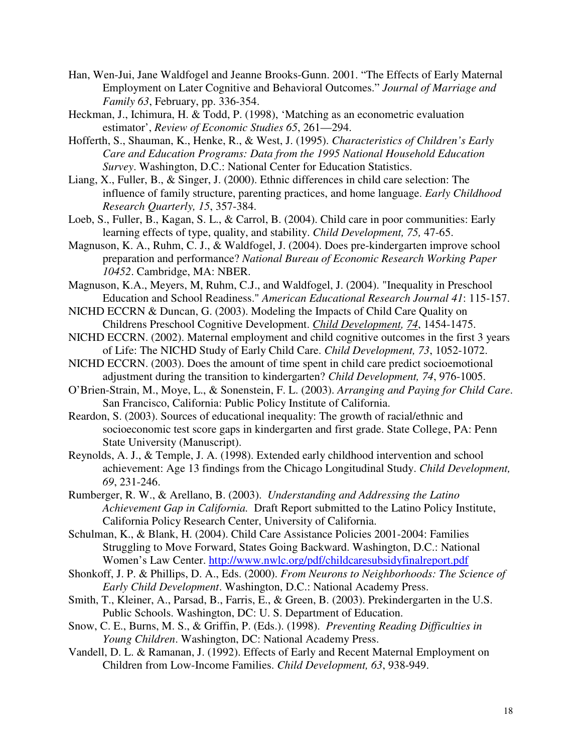Han, Wen-Jui, Jane Waldfogel and Jeanne Brooks-Gunn. 2001. "The Effects of Early Maternal Employment on Later Cognitive and Behavioral Outcomes." *Journal of Marriage and Family 63*, February, pp. 336-354.

Heckman, J., Ichimura, H. & Todd, P. (1998), 'Matching as an econometric evaluation estimator', *Review of Economic Studies 65*, 261—294.

Hofferth, S., Shauman, K., Henke, R., & West, J. (1995). *Characteristics of Children's Early Care and Education Programs: Data from the 1995 National Household Education Survey*. Washington, D.C.: National Center for Education Statistics.

Liang, X., Fuller, B., & Singer, J. (2000). Ethnic differences in child care selection: The influence of family structure, parenting practices, and home language. *Early Childhood Research Quarterly, 15*, 357-384.

Loeb, S., Fuller, B., Kagan, S. L., & Carrol, B. (2004). Child care in poor communities: Early learning effects of type, quality, and stability. *Child Development, 75,* 47-65.

Magnuson, K. A., Ruhm, C. J., & Waldfogel, J. (2004). Does pre-kindergarten improve school preparation and performance? *National Bureau of Economic Research Working Paper 10452*. Cambridge, MA: NBER.

Magnuson, K.A., Meyers, M, Ruhm, C.J., and Waldfogel, J. (2004). "Inequality in Preschool Education and School Readiness." *American Educational Research Journal 41*: 115-157.

NICHD ECCRN & Duncan, G. (2003). Modeling the Impacts of Child Care Quality on Childrens Preschool Cognitive Development. *Child Development, 74*, 1454-1475.

NICHD ECCRN. (2002). Maternal employment and child cognitive outcomes in the first 3 years of Life: The NICHD Study of Early Child Care. *Child Development, 73*, 1052-1072.

NICHD ECCRN. (2003). Does the amount of time spent in child care predict socioemotional adjustment during the transition to kindergarten? *Child Development, 74*, 976-1005.

O'Brien-Strain, M., Moye, L., & Sonenstein, F. L. (2003). *Arranging and Paying for Child Care*. San Francisco, California: Public Policy Institute of California.

Reardon, S. (2003). Sources of educational inequality: The growth of racial/ethnic and socioeconomic test score gaps in kindergarten and first grade. State College, PA: Penn State University (Manuscript).

Reynolds, A. J., & Temple, J. A. (1998). Extended early childhood intervention and school achievement: Age 13 findings from the Chicago Longitudinal Study. *Child Development, 69*, 231-246.

Rumberger, R. W., & Arellano, B. (2003). *Understanding and Addressing the Latino Achievement Gap in California.* Draft Report submitted to the Latino Policy Institute, California Policy Research Center, University of California.

Schulman, K., & Blank, H. (2004). Child Care Assistance Policies 2001-2004: Families Struggling to Move Forward, States Going Backward. Washington, D.C.: National Women's Law Center. http://www.nwlc.org/pdf/childcaresubsidyfinalreport.pdf

Shonkoff, J. P. & Phillips, D. A., Eds. (2000). *From Neurons to Neighborhoods: The Science of Early Child Development*. Washington, D.C.: National Academy Press.

Smith, T., Kleiner, A., Parsad, B., Farris, E., & Green, B. (2003). Prekindergarten in the U.S. Public Schools. Washington, DC: U. S. Department of Education.

Snow, C. E., Burns, M. S., & Griffin, P. (Eds.). (1998). *Preventing Reading Difficulties in Young Children*. Washington, DC: National Academy Press.

Vandell, D. L. & Ramanan, J. (1992). Effects of Early and Recent Maternal Employment on Children from Low-Income Families. *Child Development, 63*, 938-949.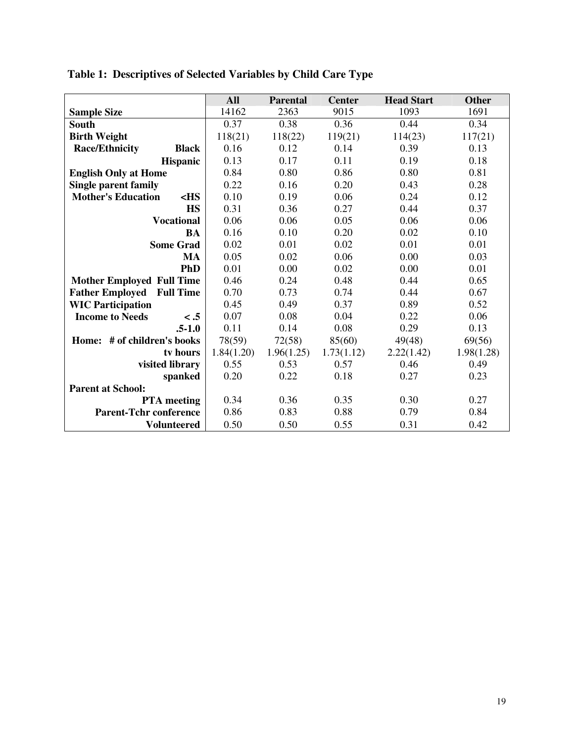**Table 1: Descriptives of Selected Variables by Child Care Type**

| | All | Parental | Center | Head Start | Other |
|---|---|---|---|---|---|
| **Sample Size** | 14162 | 2363 | 9015 | 1093 | 1691 |
| **South** | 0.37 | 0.38 | 0.36 | 0.44 | 0.34 |
| **Birth Weight** | 118(21) | 118(22) | 119(21) | 114(23) | 117(21) |
| **Race/Ethnicity Black** | 0.16 | 0.12 | 0.14 | 0.39 | 0.13 |
| **Hispanic** | 0.13 | 0.17 | 0.11 | 0.19 | 0.18 |
| **English Only at Home** | 0.84 | 0.80 | 0.86 | 0.80 | 0.81 |
| **Single parent family** | 0.22 | 0.16 | 0.20 | 0.43 | 0.28 |
| **Mother's Education <HS** | 0.10 | 0.19 | 0.06 | 0.24 | 0.12 |
| **HS** | 0.31 | 0.36 | 0.27 | 0.44 | 0.37 |
| **Vocational** | 0.06 | 0.06 | 0.05 | 0.06 | 0.06 |
| **BA** | 0.16 | 0.10 | 0.20 | 0.02 | 0.10 |
| **Some Grad** | 0.02 | 0.01 | 0.02 | 0.01 | 0.01 |
| **MA** | 0.05 | 0.02 | 0.06 | 0.00 | 0.03 |
| **PhD** | 0.01 | 0.00 | 0.02 | 0.00 | 0.01 |
| **Mother Employed Full Time** | 0.46 | 0.24 | 0.48 | 0.44 | 0.65 |
| **Father Employed Full Time** | 0.70 | 0.73 | 0.74 | 0.44 | 0.67 |
| **WIC Participation** | 0.45 | 0.49 | 0.37 | 0.89 | 0.52 |
| **Income to Needs < .5** | 0.07 | 0.08 | 0.04 | 0.22 | 0.06 |
| **.5-1.0** | 0.11 | 0.14 | 0.08 | 0.29 | 0.13 |
| **Home: # of children's books** | 78(59) | 72(58) | 85(60) | 49(48) | 69(56) |
| **tv hours** | 1.84(1.20) | 1.96(1.25) | 1.73(1.12) | 2.22(1.42) | 1.98(1.28) |
| **visited library** | 0.55 | 0.53 | 0.57 | 0.46 | 0.49 |
| **spanked** | 0.20 | 0.22 | 0.18 | 0.27 | 0.23 |
| **Parent at School:** | | | | | |
| **PTA meeting** | 0.34 | 0.36 | 0.35 | 0.30 | 0.27 |
| **Parent-Tchr conference** | 0.86 | 0.83 | 0.88 | 0.79 | 0.84 |
| **Volunteered** | 0.50 | 0.50 | 0.55 | 0.31 | 0.42 |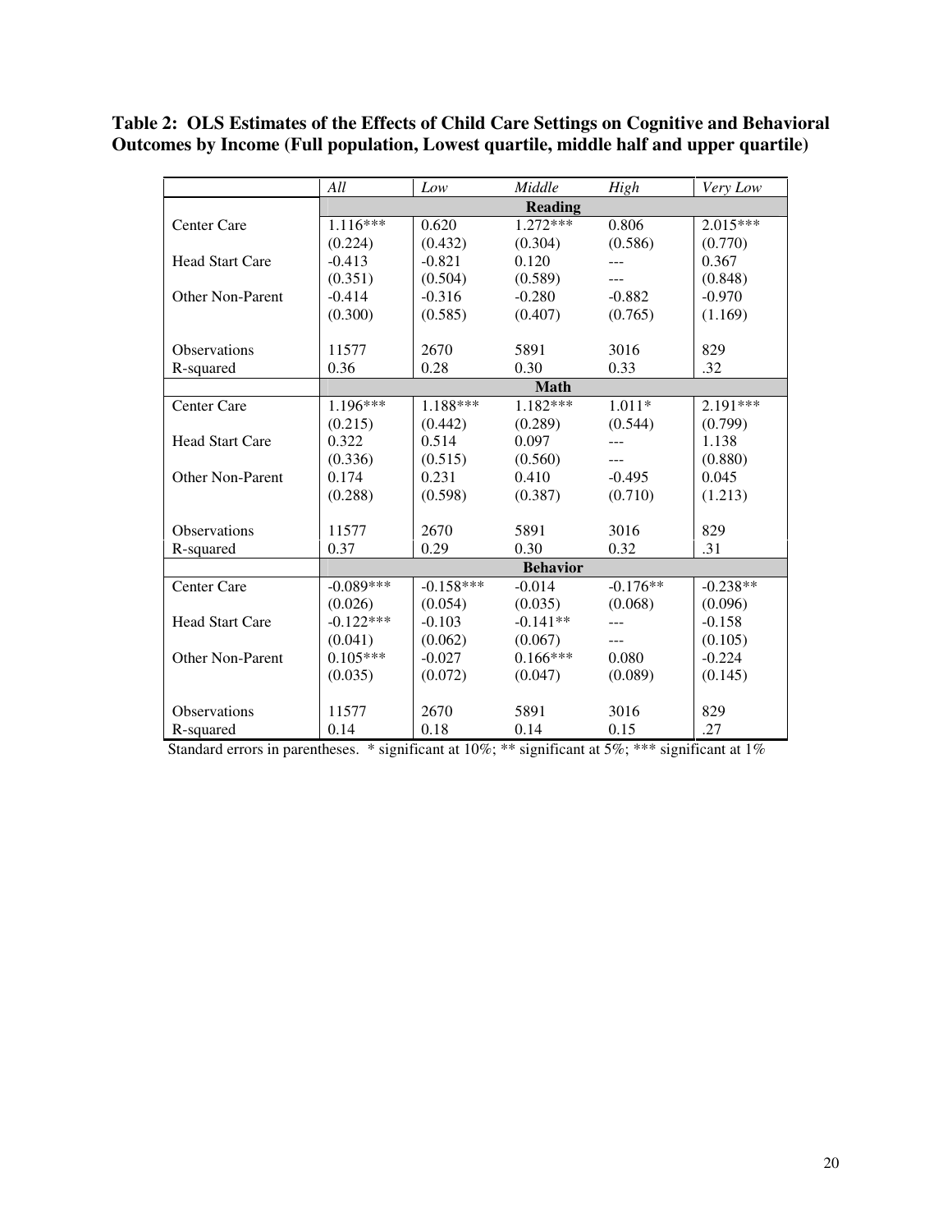**Table 2: OLS Estimates of the Effects of Child Care Settings on Cognitive and Behavioral Outcomes by Income (Full population, Lowest quartile, middle half and upper quartile)**

| | *All* | *Low* | *Middle* | *High* | *Very Low* |
|---|---|---|---|---|---|
| | | | **Reading** | | |
| Center Care | 1.116*** | 0.620 | 1.272*** | 0.806 | 2.015*** |
| | (0.224) | (0.432) | (0.304) | (0.586) | (0.770) |
| Head Start Care | -0.413 | -0.821 | 0.120 | --- | 0.367 |
| | (0.351) | (0.504) | (0.589) | --- | (0.848) |
| Other Non-Parent | -0.414 | -0.316 | -0.280 | -0.882 | -0.970 |
| | (0.300) | (0.585) | (0.407) | (0.765) | (1.169) |
| Observations | 11577 | 2670 | 5891 | 3016 | 829 |
| R-squared | 0.36 | 0.28 | 0.30 | 0.33 | .32 |
| | | | **Math** | | |
| Center Care | 1.196*** | 1.188*** | 1.182*** | 1.011* | 2.191*** |
| | (0.215) | (0.442) | (0.289) | (0.544) | (0.799) |
| Head Start Care | 0.322 | 0.514 | 0.097 | --- | 1.138 |
| | (0.336) | (0.515) | (0.560) | --- | (0.880) |
| Other Non-Parent | 0.174 | 0.231 | 0.410 | -0.495 | 0.045 |
| | (0.288) | (0.598) | (0.387) | (0.710) | (1.213) |
| Observations | 11577 | 2670 | 5891 | 3016 | 829 |
| R-squared | 0.37 | 0.29 | 0.30 | 0.32 | .31 |
| | | | **Behavior** | | |
| Center Care | -0.089*** | -0.158*** | -0.014 | -0.176** | -0.238** |
| | (0.026) | (0.054) | (0.035) | (0.068) | (0.096) |
| Head Start Care | -0.122*** | -0.103 | -0.141** | --- | -0.158 |
| | (0.041) | (0.062) | (0.067) | --- | (0.105) |
| Other Non-Parent | 0.105*** | -0.027 | 0.166*** | 0.080 | -0.224 |
| | (0.035) | (0.072) | (0.047) | (0.089) | (0.145) |
| Observations | 11577 | 2670 | 5891 | 3016 | 829 |
| R-squared | 0.14 | 0.18 | 0.14 | 0.15 | .27 |

Standard errors in parentheses. * significant at 10%; ** significant at 5%; *** significant at 1%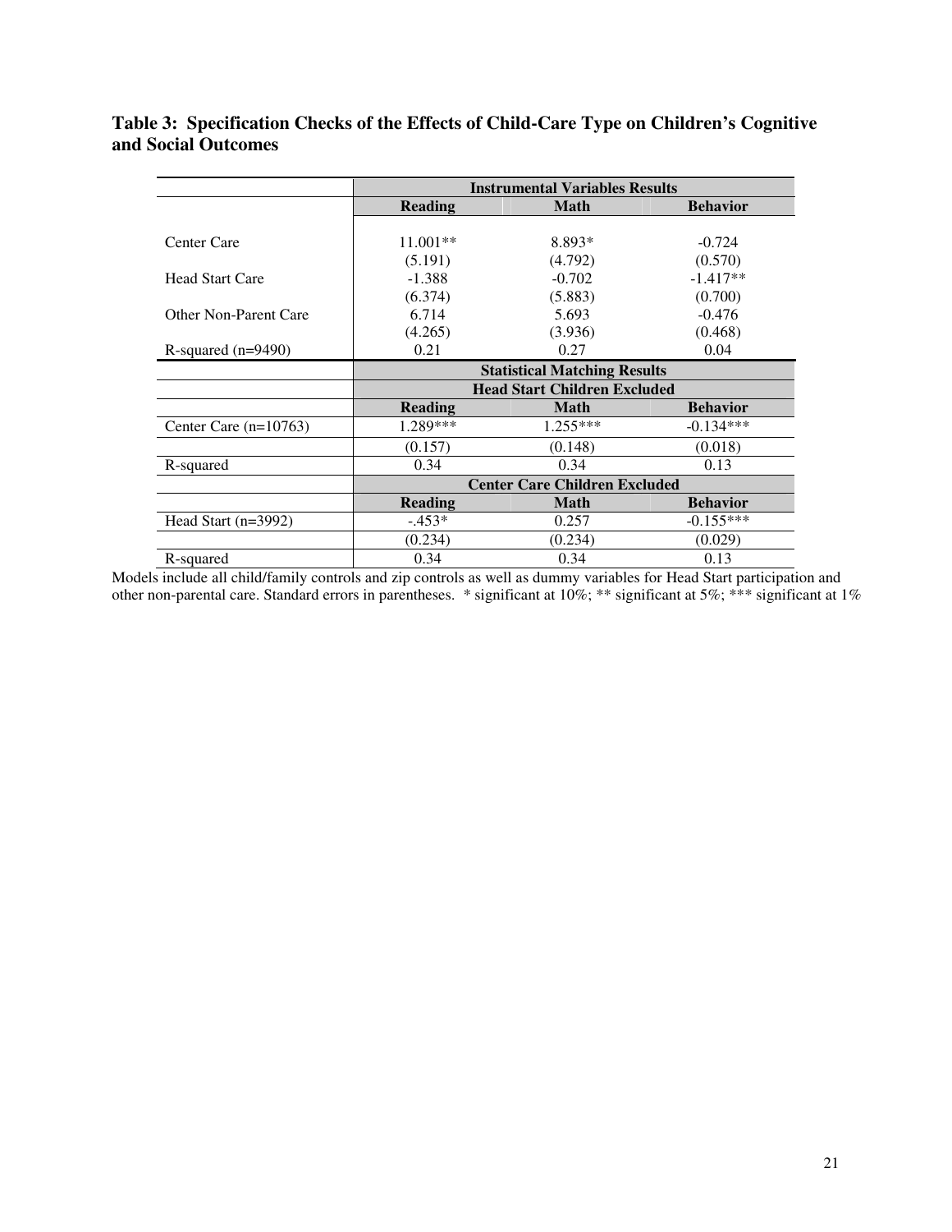**Table 3: Specification Checks of the Effects of Child-Care Type on Children's Cognitive and Social Outcomes**

| | Instrumental Variables Results | | |
|---|---|---|---|
| | **Reading** | **Math** | **Behavior** |
| Center Care | 11.001** | 8.893* | -0.724 |
| | (5.191) | (4.792) | (0.570) |
| Head Start Care | -1.388 | -0.702 | -1.417** |
| | (6.374) | (5.883) | (0.700) |
| Other Non-Parent Care | 6.714 | 5.693 | -0.476 |
| | (4.265) | (3.936) | (0.468) |
| R-squared (n=9490) | 0.21 | 0.27 | 0.04 |
| | **Statistical Matching Results** | | |
| | **Head Start Children Excluded** | | |
| | **Reading** | **Math** | **Behavior** |
| Center Care (n=10763) | 1.289*** | 1.255*** | -0.134*** |
| | (0.157) | (0.148) | (0.018) |
| R-squared | 0.34 | 0.34 | 0.13 |
| | **Center Care Children Excluded** | | |
| | **Reading** | **Math** | **Behavior** |
| Head Start (n=3992) | -.453* | 0.257 | -0.155*** |
| | (0.234) | (0.234) | (0.029) |
| R-squared | 0.34 | 0.34 | 0.13 |

Models include all child/family controls and zip controls as well as dummy variables for Head Start participation and other non-parental care. Standard errors in parentheses. * significant at 10%; ** significant at 5%; *** significant at 1%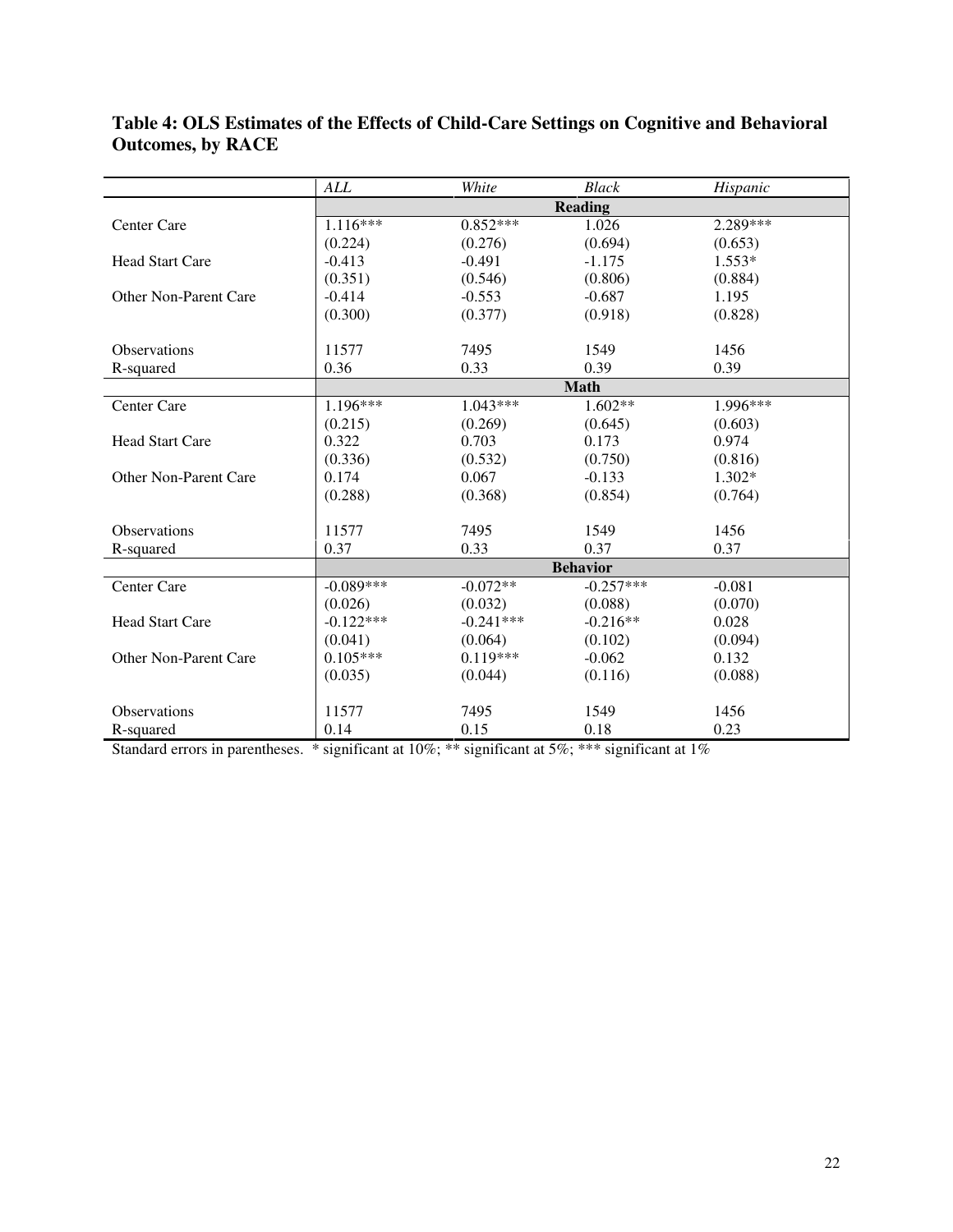**Table 4: OLS Estimates of the Effects of Child-Care Settings on Cognitive and Behavioral Outcomes, by RACE**

| | *ALL* | *White* | *Black* | *Hispanic* |
|---|---|---|---|---|
| | | **Reading** | | |
| Center Care | 1.116*** | 0.852*** | 1.026 | 2.289*** |
| | (0.224) | (0.276) | (0.694) | (0.653) |
| Head Start Care | -0.413 | -0.491 | -1.175 | 1.553* |
| | (0.351) | (0.546) | (0.806) | (0.884) |
| Other Non-Parent Care | -0.414 | -0.553 | -0.687 | 1.195 |
| | (0.300) | (0.377) | (0.918) | (0.828) |
| Observations | 11577 | 7495 | 1549 | 1456 |
| R-squared | 0.36 | 0.33 | 0.39 | 0.39 |
| | | **Math** | | |
| Center Care | 1.196*** | 1.043*** | 1.602** | 1.996*** |
| | (0.215) | (0.269) | (0.645) | (0.603) |
| Head Start Care | 0.322 | 0.703 | 0.173 | 0.974 |
| | (0.336) | (0.532) | (0.750) | (0.816) |
| Other Non-Parent Care | 0.174 | 0.067 | -0.133 | 1.302* |
| | (0.288) | (0.368) | (0.854) | (0.764) |
| Observations | 11577 | 7495 | 1549 | 1456 |
| R-squared | 0.37 | 0.33 | 0.37 | 0.37 |
| | | **Behavior** | | |
| Center Care | -0.089*** | -0.072** | -0.257*** | -0.081 |
| | (0.026) | (0.032) | (0.088) | (0.070) |
| Head Start Care | -0.122*** | -0.241*** | -0.216** | 0.028 |
| | (0.041) | (0.064) | (0.102) | (0.094) |
| Other Non-Parent Care | 0.105*** | 0.119*** | -0.062 | 0.132 |
| | (0.035) | (0.044) | (0.116) | (0.088) |
| Observations | 11577 | 7495 | 1549 | 1456 |
| R-squared | 0.14 | 0.15 | 0.18 | 0.23 |

Standard errors in parentheses. * significant at 10%; ** significant at 5%; *** significant at 1%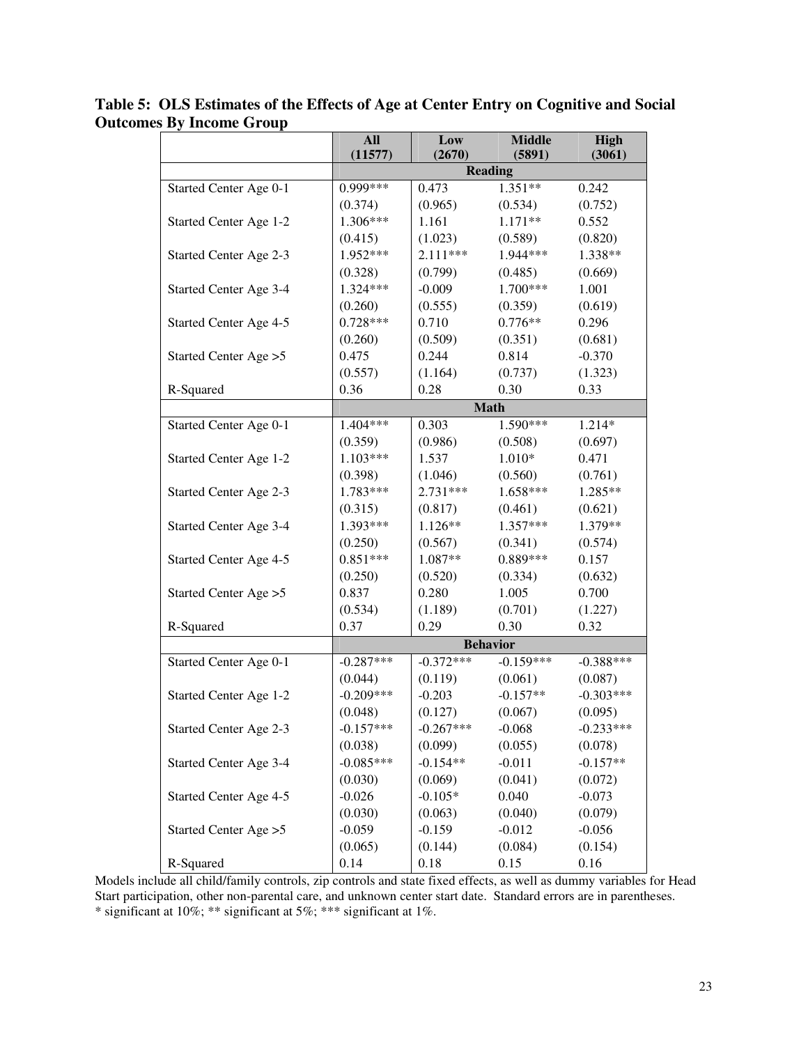**Table 5: OLS Estimates of the Effects of Age at Center Entry on Cognitive and Social Outcomes By Income Group**

| | All (11577) | Low (2670) | Middle (5891) | High (3061) |
|---|---|---|---|---|
| | **Reading** | | | |
| Started Center Age 0-1 | 0.999*** | 0.473 | 1.351** | 0.242 |
| | (0.374) | (0.965) | (0.534) | (0.752) |
| Started Center Age 1-2 | 1.306*** | 1.161 | 1.171** | 0.552 |
| | (0.415) | (1.023) | (0.589) | (0.820) |
| Started Center Age 2-3 | 1.952*** | 2.111*** | 1.944*** | 1.338** |
| | (0.328) | (0.799) | (0.485) | (0.669) |
| Started Center Age 3-4 | 1.324*** | -0.009 | 1.700*** | 1.001 |
| | (0.260) | (0.555) | (0.359) | (0.619) |
| Started Center Age 4-5 | 0.728*** | 0.710 | 0.776** | 0.296 |
| | (0.260) | (0.509) | (0.351) | (0.681) |
| Started Center Age >5 | 0.475 | 0.244 | 0.814 | -0.370 |
| | (0.557) | (1.164) | (0.737) | (1.323) |
| R-Squared | 0.36 | 0.28 | 0.30 | 0.33 |
| | **Math** | | | |
| Started Center Age 0-1 | 1.404*** | 0.303 | 1.590*** | 1.214* |
| | (0.359) | (0.986) | (0.508) | (0.697) |
| Started Center Age 1-2 | 1.103*** | 1.537 | 1.010* | 0.471 |
| | (0.398) | (1.046) | (0.560) | (0.761) |
| Started Center Age 2-3 | 1.783*** | 2.731*** | 1.658*** | 1.285** |
| | (0.315) | (0.817) | (0.461) | (0.621) |
| Started Center Age 3-4 | 1.393*** | 1.126** | 1.357*** | 1.379** |
| | (0.250) | (0.567) | (0.341) | (0.574) |
| Started Center Age 4-5 | 0.851*** | 1.087** | 0.889*** | 0.157 |
| | (0.250) | (0.520) | (0.334) | (0.632) |
| Started Center Age >5 | 0.837 | 0.280 | 1.005 | 0.700 |
| | (0.534) | (1.189) | (0.701) | (1.227) |
| R-Squared | 0.37 | 0.29 | 0.30 | 0.32 |
| | **Behavior** | | | |
| Started Center Age 0-1 | -0.287*** | -0.372*** | -0.159*** | -0.388*** |
| | (0.044) | (0.119) | (0.061) | (0.087) |
| Started Center Age 1-2 | -0.209*** | -0.203 | -0.157** | -0.303*** |
| | (0.048) | (0.127) | (0.067) | (0.095) |
| Started Center Age 2-3 | -0.157*** | -0.267*** | -0.068 | -0.233*** |
| | (0.038) | (0.099) | (0.055) | (0.078) |
| Started Center Age 3-4 | -0.085*** | -0.154** | -0.011 | -0.157** |
| | (0.030) | (0.069) | (0.041) | (0.072) |
| Started Center Age 4-5 | -0.026 | -0.105* | 0.040 | -0.073 |
| | (0.030) | (0.063) | (0.040) | (0.079) |
| Started Center Age >5 | -0.059 | -0.159 | -0.012 | -0.056 |
| | (0.065) | (0.144) | (0.084) | (0.154) |
| R-Squared | 0.14 | 0.18 | 0.15 | 0.16 |

Models include all child/family controls, zip controls and state fixed effects, as well as dummy variables for Head Start participation, other non-parental care, and unknown center start date. Standard errors are in parentheses.
* significant at 10%; ** significant at 5%; *** significant at 1%.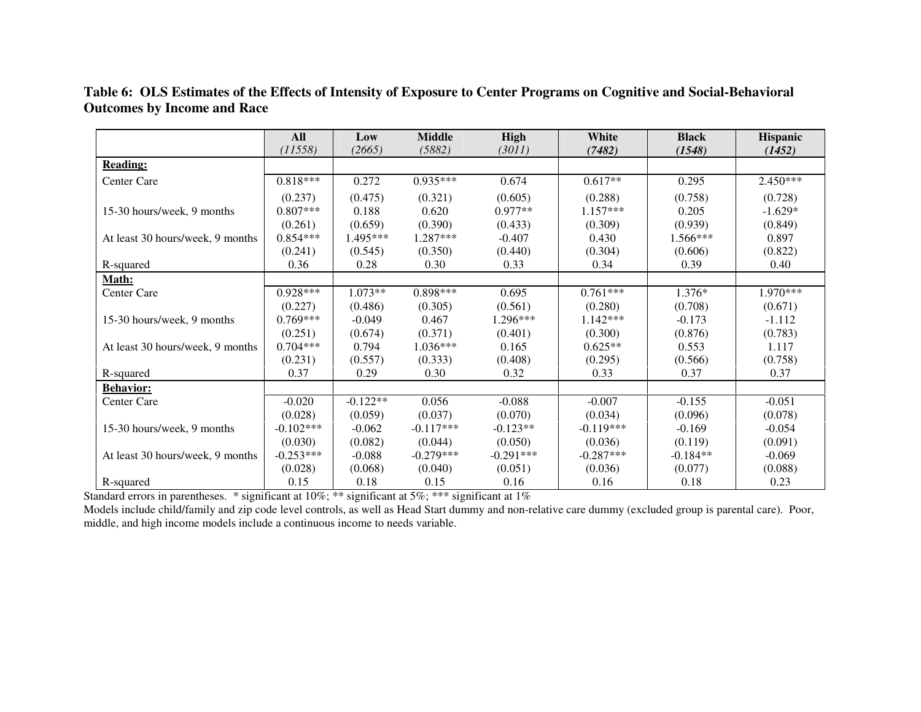**Table 6: OLS Estimates of the Effects of Intensity of Exposure to Center Programs on Cognitive and Social-Behavioral Outcomes by Income and Race**

| | All *(11558)* | Low *(2665)* | Middle *(5882)* | High *(3011)* | White *(7482)* | Black *(1548)* | Hispanic *(1452)* |
|---|---|---|---|---|---|---|---|
| **Reading:** | | | | | | | |
| Center Care | 0.818*** | 0.272 | 0.935*** | 0.674 | 0.617** | 0.295 | 2.450*** |
| | (0.237) | (0.475) | (0.321) | (0.605) | (0.288) | (0.758) | (0.728) |
| 15-30 hours/week, 9 months | 0.807*** | 0.188 | 0.620 | 0.977** | 1.157*** | 0.205 | -1.629* |
| | (0.261) | (0.659) | (0.390) | (0.433) | (0.309) | (0.939) | (0.849) |
| At least 30 hours/week, 9 months | 0.854*** | 1.495*** | 1.287*** | -0.407 | 0.430 | 1.566*** | 0.897 |
| | (0.241) | (0.545) | (0.350) | (0.440) | (0.304) | (0.606) | (0.822) |
| R-squared | 0.36 | 0.28 | 0.30 | 0.33 | 0.34 | 0.39 | 0.40 |
| **Math:** | | | | | | | |
| Center Care | 0.928*** | 1.073** | 0.898*** | 0.695 | 0.761*** | 1.376* | 1.970*** |
| | (0.227) | (0.486) | (0.305) | (0.561) | (0.280) | (0.708) | (0.671) |
| 15-30 hours/week, 9 months | 0.769*** | -0.049 | 0.467 | 1.296*** | 1.142*** | -0.173 | -1.112 |
| | (0.251) | (0.674) | (0.371) | (0.401) | (0.300) | (0.876) | (0.783) |
| At least 30 hours/week, 9 months | 0.704*** | 0.794 | 1.036*** | 0.165 | 0.625** | 0.553 | 1.117 |
| | (0.231) | (0.557) | (0.333) | (0.408) | (0.295) | (0.566) | (0.758) |
| R-squared | 0.37 | 0.29 | 0.30 | 0.32 | 0.33 | 0.37 | 0.37 |
| **Behavior:** | | | | | | | |
| Center Care | -0.020 | -0.122** | 0.056 | -0.088 | -0.007 | -0.155 | -0.051 |
| | (0.028) | (0.059) | (0.037) | (0.070) | (0.034) | (0.096) | (0.078) |
| 15-30 hours/week, 9 months | -0.102*** | -0.062 | -0.117*** | -0.123** | -0.119*** | -0.169 | -0.054 |
| | (0.030) | (0.082) | (0.044) | (0.050) | (0.036) | (0.119) | (0.091) |
| At least 30 hours/week, 9 months | -0.253*** | -0.088 | -0.279*** | -0.291*** | -0.287*** | -0.184** | -0.069 |
| | (0.028) | (0.068) | (0.040) | (0.051) | (0.036) | (0.077) | (0.088) |
| R-squared | 0.15 | 0.18 | 0.15 | 0.16 | 0.16 | 0.18 | 0.23 |

Standard errors in parentheses. * significant at 10%; ** significant at 5%; *** significant at 1%

Models include child/family and zip code level controls, as well as Head Start dummy and non-relative care dummy (excluded group is parental care). Poor, middle, and high income models include a continuous income to needs variable.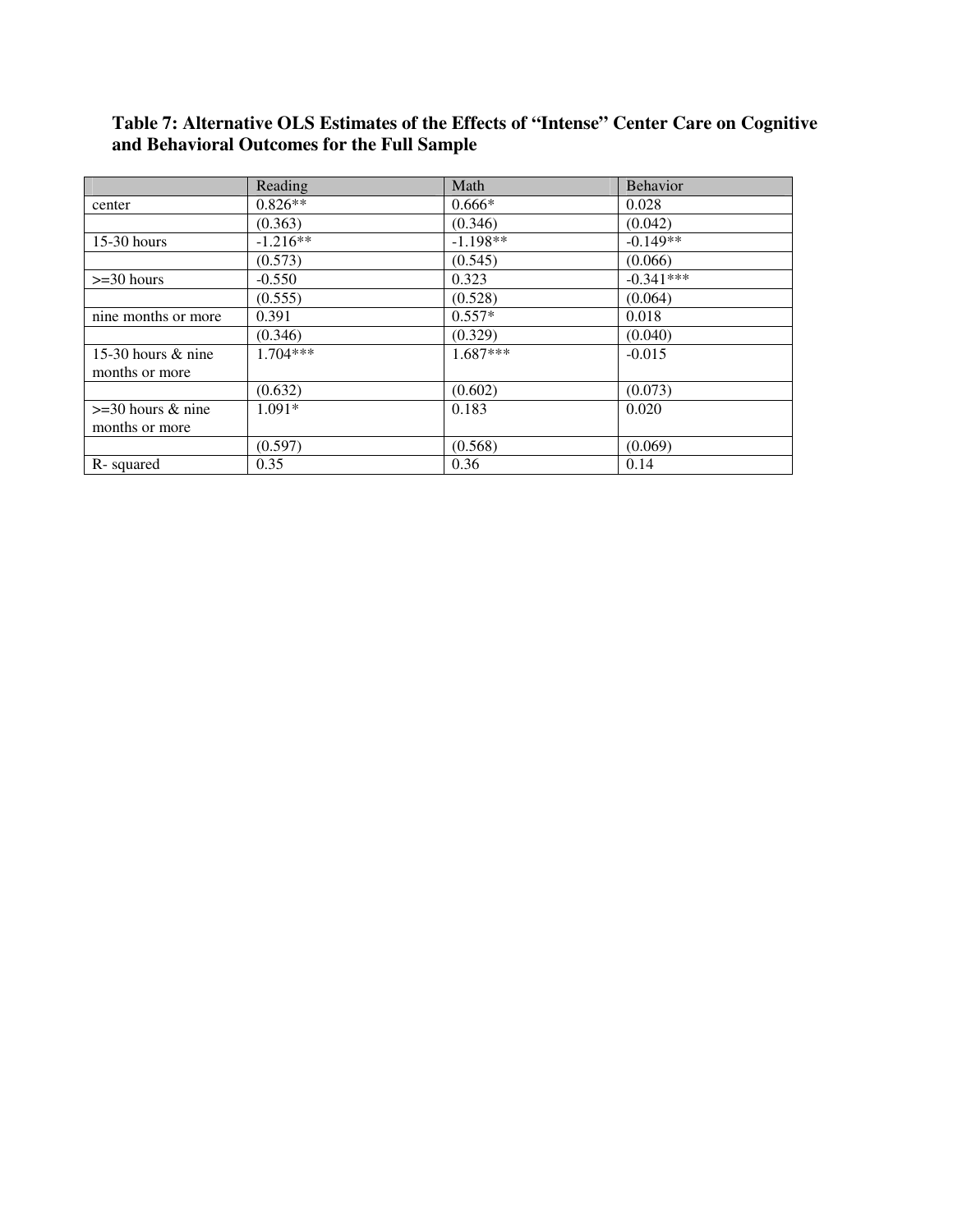**Table 7: Alternative OLS Estimates of the Effects of "Intense" Center Care on Cognitive and Behavioral Outcomes for the Full Sample**

| | Reading | Math | Behavior |
|---|---|---|---|
| center | 0.826** | 0.666* | 0.028 |
| | (0.363) | (0.346) | (0.042) |
| 15-30 hours | -1.216** | -1.198** | -0.149** |
| | (0.573) | (0.545) | (0.066) |
| >=30 hours | -0.550 | 0.323 | -0.341*** |
| | (0.555) | (0.528) | (0.064) |
| nine months or more | 0.391 | 0.557* | 0.018 |
| | (0.346) | (0.329) | (0.040) |
| 15-30 hours & nine months or more | 1.704*** | 1.687*** | -0.015 |
| | (0.632) | (0.602) | (0.073) |
| >=30 hours & nine months or more | 1.091* | 0.183 | 0.020 |
| | (0.597) | (0.568) | (0.069) |
| R- squared | 0.35 | 0.36 | 0.14 |